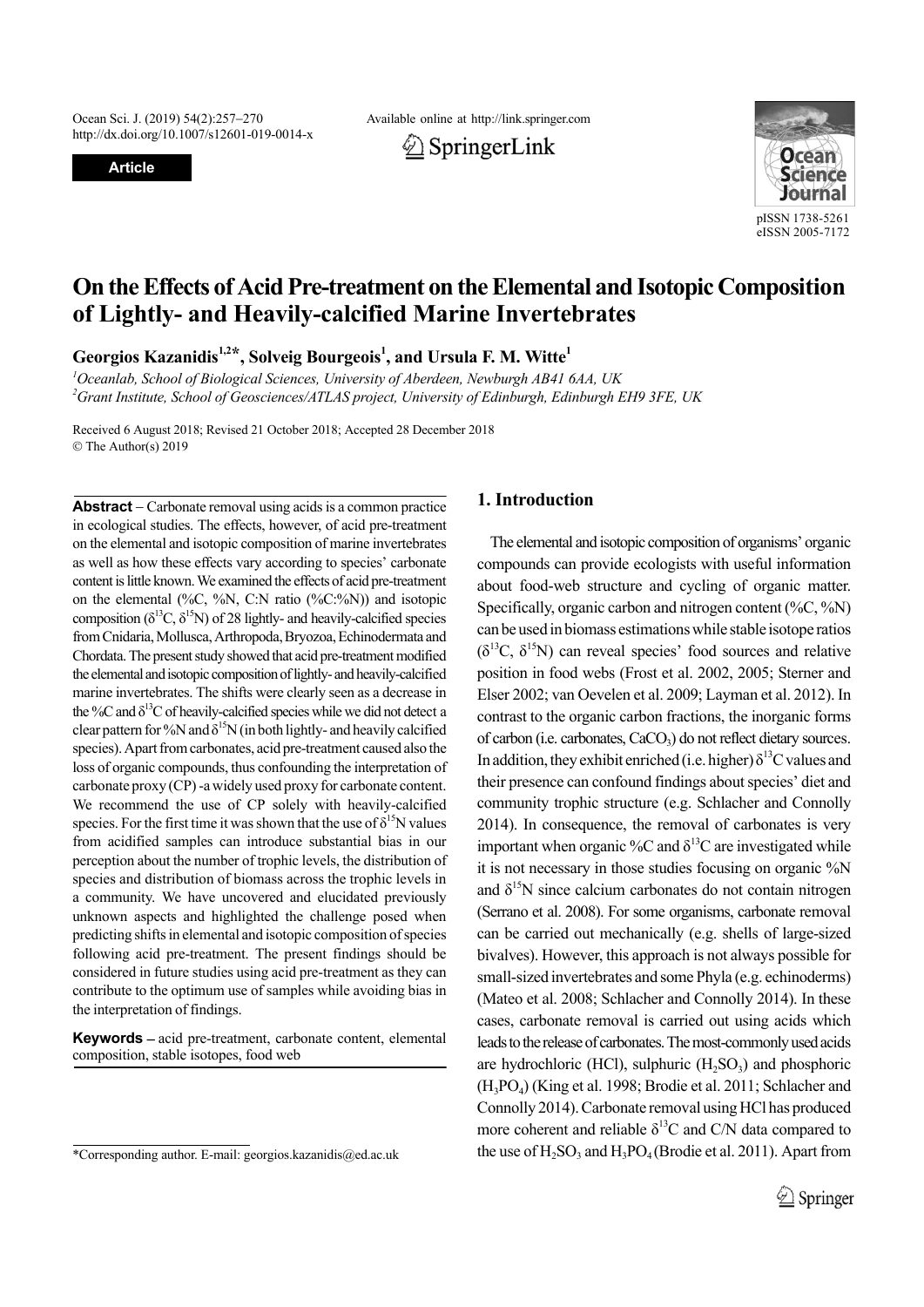Article

# On the Effects of Acid Pre-treatment on the Elemental and Isotopic Composition of Lightly- and Heavily-calcified Marine Invertebrates

**Georgios Kazanidis[1,2*], Solveig Bourgeois[1], and Ursula F. M. Witte[1]**

[1] Oceanlab, School of Biological Sciences, University of Aberdeen, Newburgh AB41 6AA, UK
[2] Grant Institute, School of Geosciences/ATLAS project, University of Edinburgh, Edinburgh EH9 3FE, UK

Received 6 August 2018; Revised 21 October 2018; Accepted 28 December 2018
© The Author(s) 2019

**Abstract** – Carbonate removal using acids is a common practice in ecological studies. The effects, however, of acid pre-treatment on the elemental and isotopic composition of marine invertebrates as well as how these effects vary according to species' carbonate content is little known. We examined the effects of acid pre-treatment on the elemental (%C, %N, C:N ratio (%C:%N)) and isotopic composition ($\delta^{13}C$, $\delta^{15}N$) of 28 lightly- and heavily-calcified species from Cnidaria, Mollusca, Arthropoda, Bryozoa, Echinodermata and Chordata. The present study showed that acid pre-treatment modified the elemental and isotopic composition of lightly- and heavily-calcified marine invertebrates. The shifts were clearly seen as a decrease in the %C and $\delta^{13}C$ of heavily-calcified species while we did not detect a clear pattern for %N and $\delta^{15}N$ (in both lightly- and heavily calcified species). Apart from carbonates, acid pre-treatment caused also the loss of organic compounds, thus confounding the interpretation of carbonate proxy (CP) -a widely used proxy for carbonate content. We recommend the use of CP solely with heavily-calcified species. For the first time it was shown that the use of $\delta^{15}N$ values from acidified samples can introduce substantial bias in our perception about the number of trophic levels, the distribution of species and distribution of biomass across the trophic levels in a community. We have uncovered and elucidated previously unknown aspects and highlighted the challenge posed when predicting shifts in elemental and isotopic composition of species following acid pre-treatment. The present findings should be considered in future studies using acid pre-treatment as they can contribute to the optimum use of samples while avoiding bias in the interpretation of findings.

**Keywords** – acid pre-treatment, carbonate content, elemental composition, stable isotopes, food web

## 1. Introduction

The elemental and isotopic composition of organisms' organic compounds can provide ecologists with useful information about food-web structure and cycling of organic matter. Specifically, organic carbon and nitrogen content (%C, %N) can be used in biomass estimations while stable isotope ratios ($\delta^{13}C$, $\delta^{15}N$) can reveal species' food sources and relative position in food webs (Frost et al. 2002, 2005; Sterner and Elser 2002; van Oevelen et al. 2009; Layman et al. 2012). In contrast to the organic carbon fractions, the inorganic forms of carbon (i.e. carbonates, $CaCO_3$) do not reflect dietary sources. In addition, they exhibit enriched (i.e. higher) $\delta^{13}C$ values and their presence can confound findings about species' diet and community trophic structure (e.g. Schlacher and Connolly 2014). In consequence, the removal of carbonates is very important when organic %C and $\delta^{13}C$ are investigated while it is not necessary in those studies focusing on organic %N and $\delta^{15}N$ since calcium carbonates do not contain nitrogen (Serrano et al. 2008). For some organisms, carbonate removal can be carried out mechanically (e.g. shells of large-sized bivalves). However, this approach is not always possible for small-sized invertebrates and some Phyla (e.g. echinoderms) (Mateo et al. 2008; Schlacher and Connolly 2014). In these cases, carbonate removal is carried out using acids which leads to the release of carbonates. The most-commonly used acids are hydrochloric (HCl), sulphuric ($H_2SO_3$) and phosphoric ($H_3PO_4$) (King et al. 1998; Brodie et al. 2011; Schlacher and Connolly 2014). Carbonate removal using HCl has produced more coherent and reliable $\delta^{13}C$ and C/N data compared to the use of $H_2SO_3$ and $H_3PO_4$ (Brodie et al. 2011). Apart from

*Corresponding author. E-mail: georgios.kazanidis@ed.ac.uk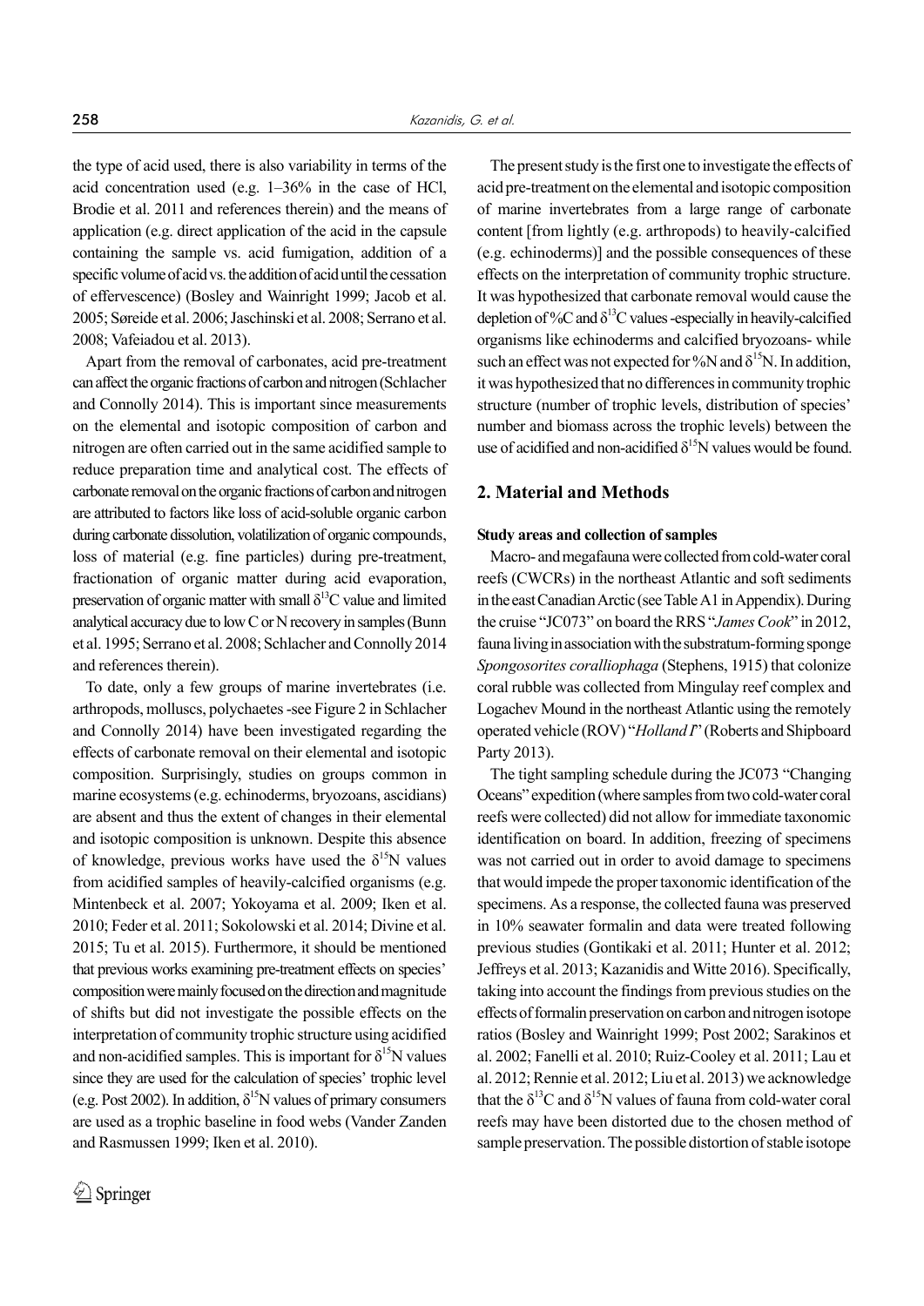the type of acid used, there is also variability in terms of the acid concentration used (e.g. 1–36% in the case of HCl, Brodie et al. 2011 and references therein) and the means of application (e.g. direct application of the acid in the capsule containing the sample vs. acid fumigation, addition of a specific volume of acid vs. the addition of acid until the cessation of effervescence) (Bosley and Wainright 1999; Jacob et al. 2005; Søreide et al. 2006; Jaschinski et al. 2008; Serrano et al. 2008; Vafeiadou et al. 2013).

Apart from the removal of carbonates, acid pre-treatment can affect the organic fractions of carbon and nitrogen (Schlacher and Connolly 2014). This is important since measurements on the elemental and isotopic composition of carbon and nitrogen are often carried out in the same acidified sample to reduce preparation time and analytical cost. The effects of carbonate removal on the organic fractions of carbon and nitrogen are attributed to factors like loss of acid-soluble organic carbon during carbonate dissolution, volatilization of organic compounds, loss of material (e.g. fine particles) during pre-treatment, fractionation of organic matter during acid evaporation, preservation of organic matter with small $\delta^{13}C$ value and limited analytical accuracy due to low C or N recovery in samples (Bunn et al. 1995; Serrano et al. 2008; Schlacher and Connolly 2014 and references therein).

To date, only a few groups of marine invertebrates (i.e. arthropods, molluscs, polychaetes -see Figure 2 in Schlacher and Connolly 2014) have been investigated regarding the effects of carbonate removal on their elemental and isotopic composition. Surprisingly, studies on groups common in marine ecosystems (e.g. echinoderms, bryozoans, ascidians) are absent and thus the extent of changes in their elemental and isotopic composition is unknown. Despite this absence of knowledge, previous works have used the $\delta^{15}N$ values from acidified samples of heavily-calcified organisms (e.g. Mintenbeck et al. 2007; Yokoyama et al. 2009; Iken et al. 2010; Feder et al. 2011; Sokolowski et al. 2014; Divine et al. 2015; Tu et al. 2015). Furthermore, it should be mentioned that previous works examining pre-treatment effects on species' composition were mainly focused on the direction and magnitude of shifts but did not investigate the possible effects on the interpretation of community trophic structure using acidified and non-acidified samples. This is important for $\delta^{15}N$ values since they are used for the calculation of species' trophic level (e.g. Post 2002). In addition, $\delta^{15}N$ values of primary consumers are used as a trophic baseline in food webs (Vander Zanden and Rasmussen 1999; Iken et al. 2010).

The present study is the first one to investigate the effects of acid pre-treatment on the elemental and isotopic composition of marine invertebrates from a large range of carbonate content [from lightly (e.g. arthropods) to heavily-calcified (e.g. echinoderms)] and the possible consequences of these effects on the interpretation of community trophic structure. It was hypothesized that carbonate removal would cause the depletion of %C and $\delta^{13}C$ values -especially in heavily-calcified organisms like echinoderms and calcified bryozoans- while such an effect was not expected for %N and $\delta^{15}N$. In addition, it was hypothesized that no differences in community trophic structure (number of trophic levels, distribution of species' number and biomass across the trophic levels) between the use of acidified and non-acidified $\delta^{15}N$ values would be found.

## 2. Material and Methods

### Study areas and collection of samples

Macro- and megafauna were collected from cold-water coral reefs (CWCRs) in the northeast Atlantic and soft sediments in the east Canadian Arctic (see Table A1 in Appendix). During the cruise "JC073" on board the RRS "*James Cook*" in 2012, fauna living in association with the substratum-forming sponge *Spongosorites coralliophaga* (Stephens, 1915) that colonize coral rubble was collected from Mingulay reef complex and Logachev Mound in the northeast Atlantic using the remotely operated vehicle (ROV) "*Holland I*" (Roberts and Shipboard Party 2013).

The tight sampling schedule during the JC073 "Changing Oceans" expedition (where samples from two cold-water coral reefs were collected) did not allow for immediate taxonomic identification on board. In addition, freezing of specimens was not carried out in order to avoid damage to specimens that would impede the proper taxonomic identification of the specimens. As a response, the collected fauna was preserved in 10% seawater formalin and data were treated following previous studies (Gontikaki et al. 2011; Hunter et al. 2012; Jeffreys et al. 2013; Kazanidis and Witte 2016). Specifically, taking into account the findings from previous studies on the effects of formalin preservation on carbon and nitrogen isotope ratios (Bosley and Wainright 1999; Post 2002; Sarakinos et al. 2002; Fanelli et al. 2010; Ruiz-Cooley et al. 2011; Lau et al. 2012; Rennie et al. 2012; Liu et al. 2013) we acknowledge that the $\delta^{13}C$ and $\delta^{15}N$ values of fauna from cold-water coral reefs may have been distorted due to the chosen method of sample preservation. The possible distortion of stable isotope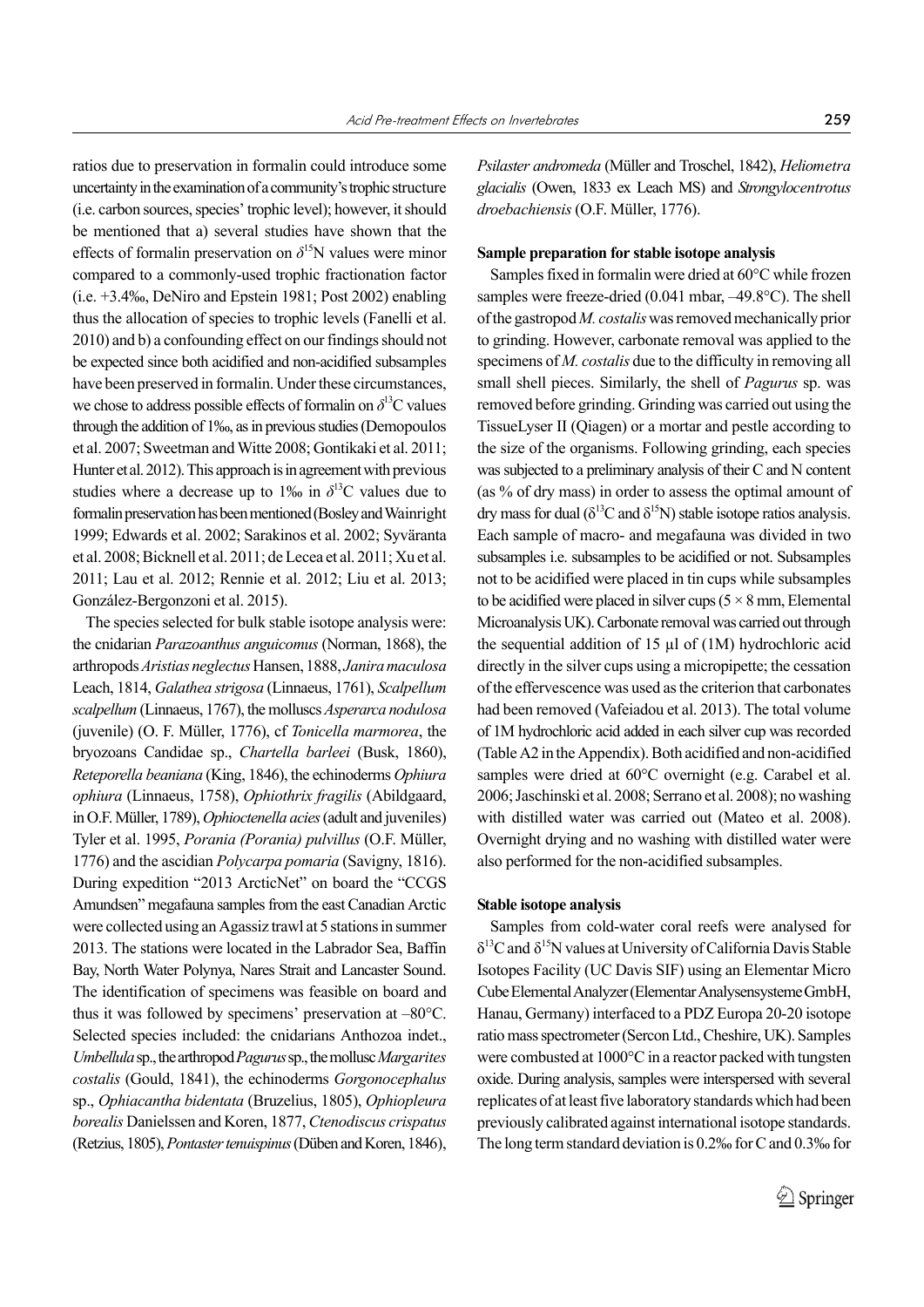ratios due to preservation in formalin could introduce some uncertainty in the examination of a community's trophic structure (i.e. carbon sources, species' trophic level); however, it should be mentioned that a) several studies have shown that the effects of formalin preservation on $\delta^{15}$N values were minor compared to a commonly-used trophic fractionation factor (i.e. +3.4‰, DeNiro and Epstein 1981; Post 2002) enabling thus the allocation of species to trophic levels (Fanelli et al. 2010) and b) a confounding effect on our findings should not be expected since both acidified and non-acidified subsamples have been preserved in formalin. Under these circumstances, we chose to address possible effects of formalin on $\delta^{13}$C values through the addition of 1‰, as in previous studies (Demopoulos et al. 2007; Sweetman and Witte 2008; Gontikaki et al. 2011; Hunter et al. 2012). This approach is in agreement with previous studies where a decrease up to 1‰ in $\delta^{13}$C values due to formalin preservation has been mentioned (Bosley and Wainright 1999; Edwards et al. 2002; Sarakinos et al. 2002; Syväranta et al. 2008; Bicknell et al. 2011; de Lecea et al. 2011; Xu et al. 2011; Lau et al. 2012; Rennie et al. 2012; Liu et al. 2013; González-Bergonzoni et al. 2015).

The species selected for bulk stable isotope analysis were: the cnidarian *Parazoanthus anguicomus* (Norman, 1868), the arthropods *Aristias neglectus* Hansen, 1888, *Janira maculosa* Leach, 1814, *Galathea strigosa* (Linnaeus, 1761), *Scalpellum scalpellum* (Linnaeus, 1767), the molluscs *Asperarca nodulosa* (juvenile) (O. F. Müller, 1776), cf *Tonicella marmorea*, the bryozoans Candidae sp., *Chartella barleei* (Busk, 1860), *Reteporella beaniana* (King, 1846), the echinoderms *Ophiura ophiura* (Linnaeus, 1758), *Ophiothrix fragilis* (Abildgaard, in O.F. Müller, 1789), *Ophioctenella acies* (adult and juveniles) Tyler et al. 1995, *Porania (Porania) pulvillus* (O.F. Müller, 1776) and the ascidian *Polycarpa pomaria* (Savigny, 1816). During expedition "2013 ArcticNet" on board the "CCGS Amundsen" megafauna samples from the east Canadian Arctic were collected using an Agassiz trawl at 5 stations in summer 2013. The stations were located in the Labrador Sea, Baffin Bay, North Water Polynya, Nares Strait and Lancaster Sound. The identification of specimens was feasible on board and thus it was followed by specimens' preservation at –80°C. Selected species included: the cnidarians Anthozoa indet., *Umbellula* sp., the arthropod *Pagurus* sp., the mollusc *Margarites costalis* (Gould, 1841), the echinoderms *Gorgonocephalus* sp., *Ophiacantha bidentata* (Bruzelius, 1805), *Ophiopleura borealis* Danielssen and Koren, 1877, *Ctenodiscus crispatus* (Retzius, 1805), *Pontaster tenuispinus* (Düben and Koren, 1846), *Psilaster andromeda* (Müller and Troschel, 1842), *Heliometra glacialis* (Owen, 1833 ex Leach MS) and *Strongylocentrotus droebachiensis* (O.F. Müller, 1776).

#### Sample preparation for stable isotope analysis

Samples fixed in formalin were dried at 60°C while frozen samples were freeze-dried (0.041 mbar, –49.8°C). The shell of the gastropod *M. costalis* was removed mechanically prior to grinding. However, carbonate removal was applied to the specimens of *M. costalis* due to the difficulty in removing all small shell pieces. Similarly, the shell of *Pagurus* sp. was removed before grinding. Grinding was carried out using the TissueLyser II (Qiagen) or a mortar and pestle according to the size of the organisms. Following grinding, each species was subjected to a preliminary analysis of their C and N content (as % of dry mass) in order to assess the optimal amount of dry mass for dual ($\delta^{13}$C and $\delta^{15}$N) stable isotope ratios analysis. Each sample of macro- and megafauna was divided in two subsamples i.e. subsamples to be acidified or not. Subsamples not to be acidified were placed in tin cups while subsamples to be acidified were placed in silver cups (5 × 8 mm, Elemental Microanalysis UK). Carbonate removal was carried out through the sequential addition of 15 μl of (1M) hydrochloric acid directly in the silver cups using a micropipette; the cessation of the effervescence was used as the criterion that carbonates had been removed (Vafeiadou et al. 2013). The total volume of 1M hydrochloric acid added in each silver cup was recorded (Table A2 in the Appendix). Both acidified and non-acidified samples were dried at 60°C overnight (e.g. Carabel et al. 2006; Jaschinski et al. 2008; Serrano et al. 2008); no washing with distilled water was carried out (Mateo et al. 2008). Overnight drying and no washing with distilled water were also performed for the non-acidified subsamples.

#### Stable isotope analysis

Samples from cold-water coral reefs were analysed for $\delta^{13}$C and $\delta^{15}$N values at University of California Davis Stable Isotopes Facility (UC Davis SIF) using an Elementar Micro Cube Elemental Analyzer (Elementar Analysensysteme GmbH, Hanau, Germany) interfaced to a PDZ Europa 20-20 isotope ratio mass spectrometer (Sercon Ltd., Cheshire, UK). Samples were combusted at 1000°C in a reactor packed with tungsten oxide. During analysis, samples were interspersed with several replicates of at least five laboratory standards which had been previously calibrated against international isotope standards. The long term standard deviation is 0.2‰ for C and 0.3‰ for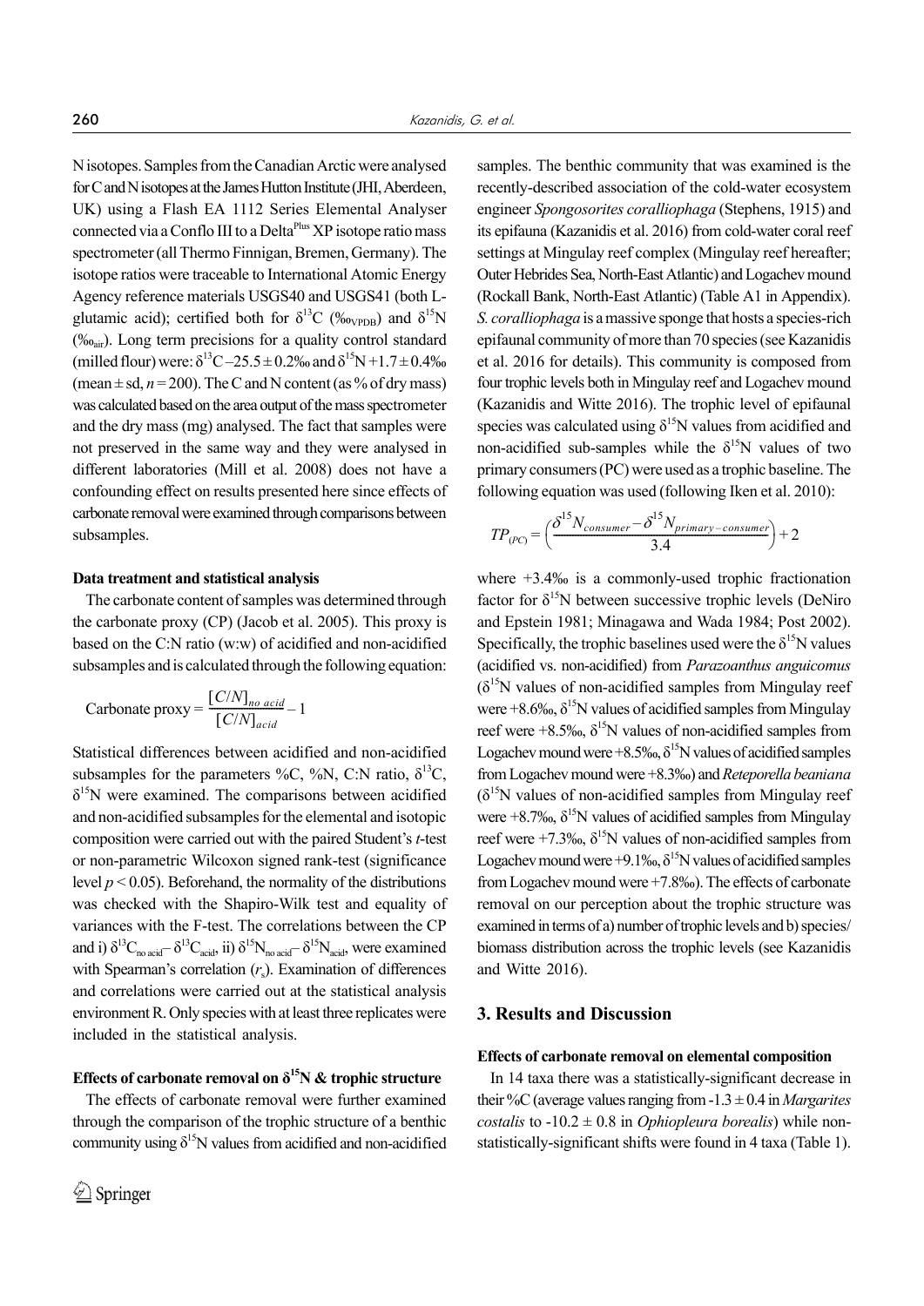N isotopes. Samples from the Canadian Arctic were analysed for C and N isotopes at the James Hutton Institute (JHI, Aberdeen, UK) using a Flash EA 1112 Series Elemental Analyser connected via a Conflo III to a Delta$^{Plus}$ XP isotope ratio mass spectrometer (all Thermo Finnigan, Bremen, Germany). The isotope ratios were traceable to International Atomic Energy Agency reference materials USGS40 and USGS41 (both L-glutamic acid); certified both for $\delta^{13}C$ (‰$_{VPDB}$) and $\delta^{15}N$ (‰$_{air}$). Long term precisions for a quality control standard (milled flour) were: $\delta^{13}C$ –25.5 ± 0.2‰ and $\delta^{15}N$ +1.7 ± 0.4‰ (mean ± sd, $n$ = 200). The C and N content (as % of dry mass) was calculated based on the area output of the mass spectrometer and the dry mass (mg) analysed. The fact that samples were not preserved in the same way and they were analysed in different laboratories (Mill et al. 2008) does not have a confounding effect on results presented here since effects of carbonate removal were examined through comparisons between subsamples.

#### Data treatment and statistical analysis

The carbonate content of samples was determined through the carbonate proxy (CP) (Jacob et al. 2005). This proxy is based on the C:N ratio (w:w) of acidified and non-acidified subsamples and is calculated through the following equation:

$$\text{Carbonate proxy} = \frac{[C/N]_{no\ acid}}{[C/N]_{acid}} - 1$$

Statistical differences between acidified and non-acidified subsamples for the parameters %C, %N, C:N ratio, $\delta^{13}C$, $\delta^{15}N$ were examined. The comparisons between acidified and non-acidified subsamples for the elemental and isotopic composition were carried out with the paired Student's $t$-test or non-parametric Wilcoxon signed rank-test (significance level $p < 0.05$). Beforehand, the normality of the distributions was checked with the Shapiro-Wilk test and equality of variances with the F-test. The correlations between the CP and i) $\delta^{13}C_{no\ acid} - \delta^{13}C_{acid}$, ii) $\delta^{15}N_{no\ acid} - \delta^{15}N_{acid}$, were examined with Spearman's correlation ($r_s$). Examination of differences and correlations were carried out at the statistical analysis environment R. Only species with at least three replicates were included in the statistical analysis.

#### Effects of carbonate removal on $\delta^{15}N$ & trophic structure

The effects of carbonate removal were further examined through the comparison of the trophic structure of a benthic community using $\delta^{15}N$ values from acidified and non-acidified samples. The benthic community that was examined is the recently-described association of the cold-water ecosystem engineer *Spongosorites coralliophaga* (Stephens, 1915) and its epifauna (Kazanidis et al. 2016) from cold-water coral reef settings at Mingulay reef complex (Mingulay reef hereafter; Outer Hebrides Sea, North-East Atlantic) and Logachev mound (Rockall Bank, North-East Atlantic) (Table A1 in Appendix). *S. coralliophaga* is a massive sponge that hosts a species-rich epifaunal community of more than 70 species (see Kazanidis et al. 2016 for details). This community is composed from four trophic levels both in Mingulay reef and Logachev mound (Kazanidis and Witte 2016). The trophic level of epifaunal species was calculated using $\delta^{15}N$ values from acidified and non-acidified sub-samples while the $\delta^{15}N$ values of two primary consumers (PC) were used as a trophic baseline. The following equation was used (following Iken et al. 2010):

$$TP_{(PC)} = \left(\frac{\delta^{15}N_{consumer} - \delta^{15}N_{primary-consumer}}{3.4}\right) + 2$$

where +3.4‰ is a commonly-used trophic fractionation factor for $\delta^{15}N$ between successive trophic levels (DeNiro and Epstein 1981; Minagawa and Wada 1984; Post 2002). Specifically, the trophic baselines used were the $\delta^{15}N$ values (acidified vs. non-acidified) from *Parazoanthus anguicomus* ($\delta^{15}N$ values of non-acidified samples from Mingulay reef were +8.6‰, $\delta^{15}N$ values of acidified samples from Mingulay reef were +8.5‰, $\delta^{15}N$ values of non-acidified samples from Logachev mound were +8.5‰, $\delta^{15}N$ values of acidified samples from Logachev mound were +8.3‰) and *Reteporella beaniana* ($\delta^{15}N$ values of non-acidified samples from Mingulay reef were +8.7‰, $\delta^{15}N$ values of acidified samples from Mingulay reef were +7.3‰, $\delta^{15}N$ values of non-acidified samples from Logachev mound were +9.1‰, $\delta^{15}N$ values of acidified samples from Logachev mound were +7.8‰). The effects of carbonate removal on our perception about the trophic structure was examined in terms of a) number of trophic levels and b) species/biomass distribution across the trophic levels (see Kazanidis and Witte 2016).

## 3. Results and Discussion

#### Effects of carbonate removal on elemental composition

In 14 taxa there was a statistically-significant decrease in their %C (average values ranging from -1.3 ± 0.4 in *Margarites costalis* to -10.2 ± 0.8 in *Ophiopleura borealis*) while non-statistically-significant shifts were found in 4 taxa (Table 1).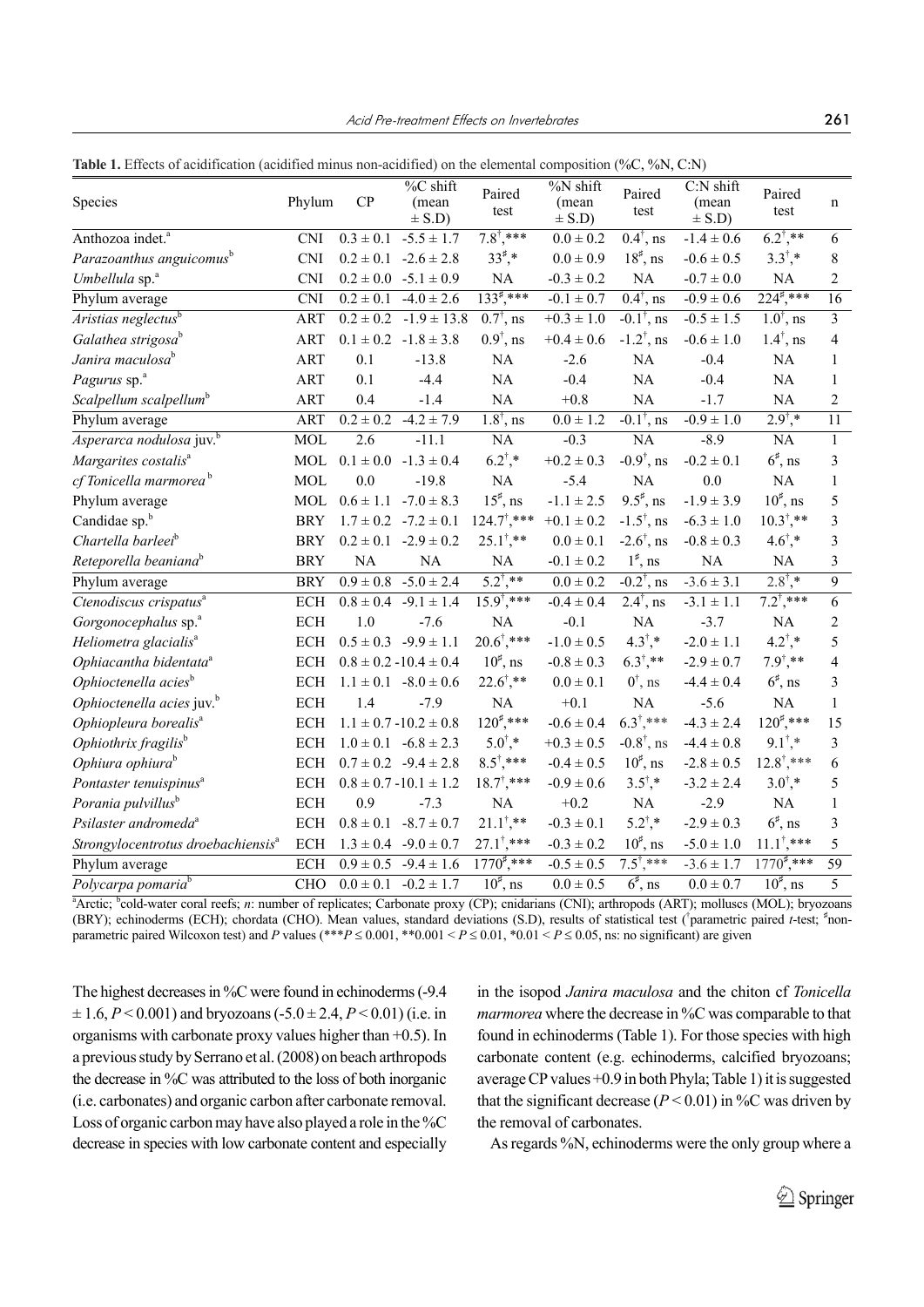**Table 1.** Effects of acidification (acidified minus non-acidified) on the elemental composition (%C, %N, C:N)

| Species | Phylum | CP | %C shift (mean ± S.D) | Paired test | %N shift (mean ± S.D) | Paired test | C:N shift (mean ± S.D) | Paired test | n |
|---|---|---|---|---|---|---|---|---|---|
| Anthozoa indet.[a] | CNI | 0.3 ± 0.1 | -5.5 ± 1.7 | 7.8[†],*** | 0.0 ± 0.2 | 0.4[†], ns | -1.4 ± 0.6 | 6.2[†],** | 6 |
| *Parazoanthus anguicomus*[b] | CNI | 0.2 ± 0.1 | -2.6 ± 2.8 | 33[♯],* | 0.0 ± 0.9 | 18[♯], ns | -0.6 ± 0.5 | 3.3[†],* | 8 |
| *Umbellula* sp.[a] | CNI | 0.2 ± 0.0 | -5.1 ± 0.9 | NA | -0.3 ± 0.2 | NA | -0.7 ± 0.0 | NA | 2 |
| Phylum average | CNI | 0.2 ± 0.1 | -4.0 ± 2.6 | 133[♯],*** | -0.1 ± 0.7 | 0.4[†], ns | -0.9 ± 0.6 | 224[♯],*** | 16 |
| *Aristias neglectus*[b] | ART | 0.2 ± 0.2 | -1.9 ± 13.8 | 0.7[†], ns | +0.3 ± 1.0 | -0.1[†], ns | -0.5 ± 1.5 | 1.0[†], ns | 3 |
| *Galathea strigosa*[b] | ART | 0.1 ± 0.2 | -1.8 ± 3.8 | 0.9[†], ns | +0.4 ± 0.6 | -1.2[†], ns | -0.6 ± 1.0 | 1.4[†], ns | 4 |
| *Janira maculosa*[b] | ART | 0.1 | -13.8 | NA | -2.6 | NA | -0.4 | NA | 1 |
| *Pagurus* sp.[a] | ART | 0.1 | -4.4 | NA | -0.4 | NA | -0.4 | NA | 1 |
| *Scalpellum scalpellum*[b] | ART | 0.4 | -1.4 | NA | +0.8 | NA | -1.7 | NA | 2 |
| Phylum average | ART | 0.2 ± 0.2 | -4.2 ± 7.9 | 1.8[†], ns | 0.0 ± 1.2 | -0.1[†], ns | -0.9 ± 1.0 | 2.9[†],* | 11 |
| *Asperarca nodulosa* juv.[b] | MOL | 2.6 | -11.1 | NA | -0.3 | NA | -8.9 | NA | 1 |
| *Margarites costalis*[a] | MOL | 0.1 ± 0.0 | -1.3 ± 0.4 | 6.2[†],* | +0.2 ± 0.3 | -0.9[†], ns | -0.2 ± 0.1 | 6[♯], ns | 3 |
| *cf Tonicella marmorea*[b] | MOL | 0.0 | -19.8 | NA | -5.4 | NA | 0.0 | NA | 1 |
| Phylum average | MOL | 0.6 ± 1.1 | -7.0 ± 8.3 | 15[♯], ns | -1.1 ± 2.5 | 9.5[♯], ns | -1.9 ± 3.9 | 10[♯], ns | 5 |
| Candidae sp.[b] | BRY | 1.7 ± 0.2 | -7.2 ± 0.1 | 124.7[†],*** | +0.1 ± 0.2 | -1.5[†], ns | -6.3 ± 1.0 | 10.3[†],** | 3 |
| *Chartella barleei*[b] | BRY | 0.2 ± 0.1 | -2.9 ± 0.2 | 25.1[†],** | 0.0 ± 0.1 | -2.6[†], ns | -0.8 ± 0.3 | 4.6[†],* | 3 |
| *Reteporella beaniana*[b] | BRY | NA | NA | NA | -0.1 ± 0.2 | 1[♯], ns | NA | NA | 3 |
| Phylum average | BRY | 0.9 ± 0.8 | -5.0 ± 2.4 | 5.2[†],** | 0.0 ± 0.2 | -0.2[†], ns | -3.6 ± 3.1 | 2.8[†],* | 9 |
| *Ctenodiscus crispatus*[a] | ECH | 0.8 ± 0.4 | -9.1 ± 1.4 | 15.9[†],*** | -0.4 ± 0.4 | 2.4[†], ns | -3.1 ± 1.1 | 7.2[†],*** | 6 |
| *Gorgonocephalus* sp.[a] | ECH | 1.0 | -7.6 | NA | -0.1 | NA | -3.7 | NA | 2 |
| *Heliometra glacialis*[a] | ECH | 0.5 ± 0.3 | -9.9 ± 1.1 | 20.6[†],*** | -1.0 ± 0.5 | 4.3[†],* | -2.0 ± 1.1 | 4.2[†],* | 5 |
| *Ophiacantha bidentata*[a] | ECH | 0.8 ± 0.2 | -10.4 ± 0.4 | 10[♯], ns | -0.8 ± 0.3 | 6.3[†],** | -2.9 ± 0.7 | 7.9[†],** | 4 |
| *Ophioctenella acies*[b] | ECH | 1.1 ± 0.1 | -8.0 ± 0.6 | 22.6[†],** | 0.0 ± 0.1 | 0[†], ns | -4.4 ± 0.4 | 6[♯], ns | 3 |
| *Ophioctenella acies* juv.[b] | ECH | 1.4 | -7.9 | NA | +0.1 | NA | -5.6 | NA | 1 |
| *Ophiopleura borealis*[a] | ECH | 1.1 ± 0.7 | -10.2 ± 0.8 | 120[♯],*** | -0.6 ± 0.4 | 6.3[†],*** | -4.3 ± 2.4 | 120[♯],*** | 15 |
| *Ophiothrix fragilis*[b] | ECH | 1.0 ± 0.1 | -6.8 ± 2.3 | 5.0[†],* | +0.3 ± 0.5 | -0.8[†], ns | -4.4 ± 0.8 | 9.1[†],* | 3 |
| *Ophiura ophiura*[b] | ECH | 0.7 ± 0.2 | -9.4 ± 2.8 | 8.5[†],*** | -0.4 ± 0.5 | 10[♯], ns | -2.8 ± 0.5 | 12.8[†],*** | 6 |
| *Pontaster tenuispinus*[a] | ECH | 0.8 ± 0.7 | -10.1 ± 1.2 | 18.7[†],*** | -0.9 ± 0.6 | 3.5[†],* | -3.2 ± 2.4 | 3.0[†],* | 5 |
| *Porania pulvillus*[b] | ECH | 0.9 | -7.3 | NA | +0.2 | NA | -2.9 | NA | 1 |
| *Psilaster andromeda*[a] | ECH | 0.8 ± 0.1 | -8.7 ± 0.7 | 21.1[†],** | -0.3 ± 0.1 | 5.2[†],* | -2.9 ± 0.3 | 6[♯], ns | 3 |
| *Strongylocentrotus droebachiensis*[a] | ECH | 1.3 ± 0.4 | -9.0 ± 0.7 | 27.1[†],*** | -0.3 ± 0.2 | 10[♯], ns | -5.0 ± 1.0 | 11.1[†],*** | 5 |
| Phylum average | ECH | 0.9 ± 0.5 | -9.4 ± 1.6 | 1770[♯],*** | -0.5 ± 0.5 | 7.5[†],*** | -3.6 ± 1.7 | 1770[♯],*** | 59 |
| *Polycarpa pomaria*[b] | CHO | 0.0 ± 0.1 | -0.2 ± 1.7 | 10[♯], ns | 0.0 ± 0.5 | 6[♯], ns | 0.0 ± 0.7 | 10[♯], ns | 5 |

[a]Arctic; [b]cold-water coral reefs; *n*: number of replicates; Carbonate proxy (CP); cnidarians (CNI); arthropods (ART); molluscs (MOL); bryozoans (BRY); echinoderms (ECH); chordata (CHO). Mean values, standard deviations (S.D), results of statistical test ([†]parametric paired *t*-test; [♯]non-parametric paired Wilcoxon test) and *P* values (\*\*\*$P \leq 0.001$, \*\*$0.001 < P \leq 0.01$, \*$0.01 < P \leq 0.05$, ns: no significant) are given

The highest decreases in %C were found in echinoderms (-9.4 ± 1.6, $P < 0.001$) and bryozoans (-5.0 ± 2.4, $P < 0.01$) (i.e. in organisms with carbonate proxy values higher than +0.5). In a previous study by Serrano et al. (2008) on beach arthropods the decrease in %C was attributed to the loss of both inorganic (i.e. carbonates) and organic carbon after carbonate removal. Loss of organic carbon may have also played a role in the %C decrease in species with low carbonate content and especially in the isopod *Janira maculosa* and the chiton cf *Tonicella marmorea* where the decrease in %C was comparable to that found in echinoderms (Table 1). For those species with high carbonate content (e.g. echinoderms, calcified bryozoans; average CP values +0.9 in both Phyla; Table 1) it is suggested that the significant decrease ($P < 0.01$) in %C was driven by the removal of carbonates.

As regards %N, echinoderms were the only group where a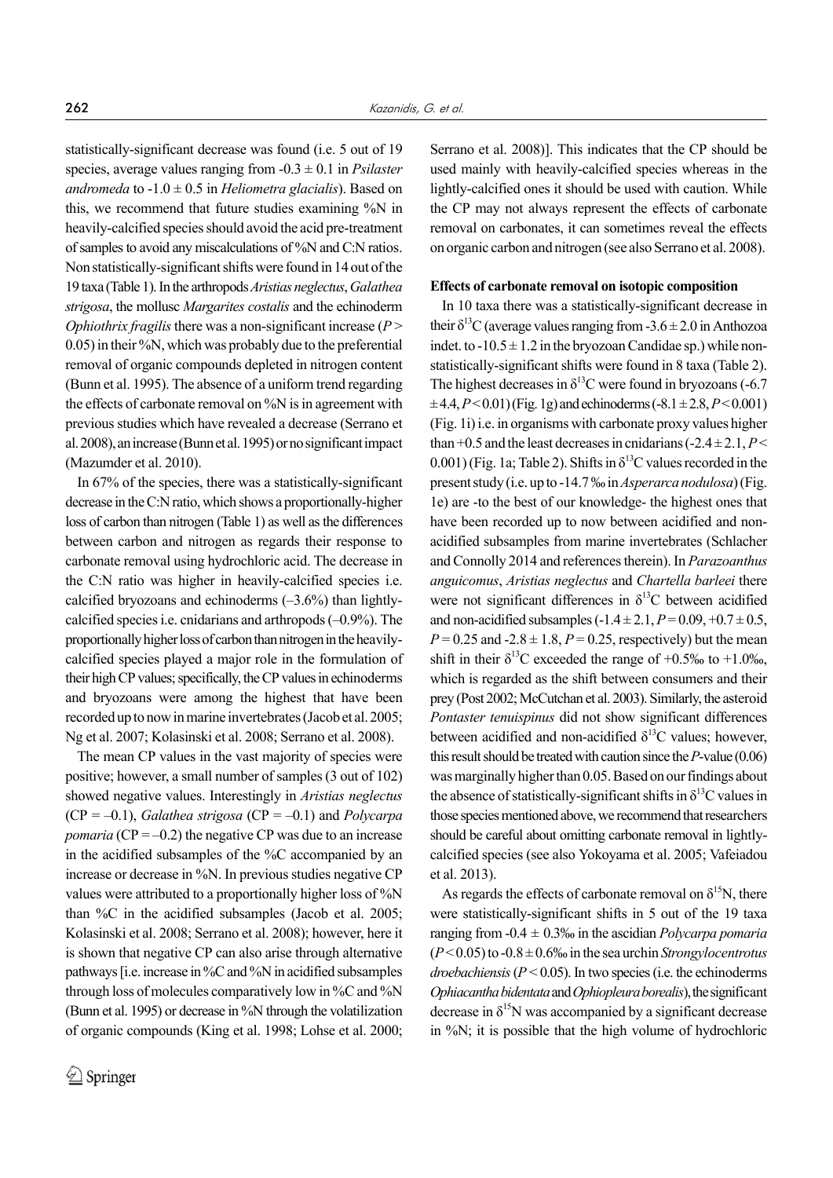statistically-significant decrease was found (i.e. 5 out of 19 species, average values ranging from -0.3 ± 0.1 in *Psilaster andromeda* to -1.0 ± 0.5 in *Heliometra glacialis*). Based on this, we recommend that future studies examining %N in heavily-calcified species should avoid the acid pre-treatment of samples to avoid any miscalculations of %N and C:N ratios. Non statistically-significant shifts were found in 14 out of the 19 taxa (Table 1). In the arthropods *Aristias neglectus*, *Galathea strigosa*, the mollusc *Margarites costalis* and the echinoderm *Ophiothrix fragilis* there was a non-significant increase ($P > 0.05$) in their %N, which was probably due to the preferential removal of organic compounds depleted in nitrogen content (Bunn et al. 1995). The absence of a uniform trend regarding the effects of carbonate removal on %N is in agreement with previous studies which have revealed a decrease (Serrano et al. 2008), an increase (Bunn et al. 1995) or no significant impact (Mazumder et al. 2010).

In 67% of the species, there was a statistically-significant decrease in the C:N ratio, which shows a proportionally-higher loss of carbon than nitrogen (Table 1) as well as the differences between carbon and nitrogen as regards their response to carbonate removal using hydrochloric acid. The decrease in the C:N ratio was higher in heavily-calcified species i.e. calcified bryozoans and echinoderms (–3.6%) than lightly-calcified species i.e. cnidarians and arthropods (–0.9%). The proportionally higher loss of carbon than nitrogen in the heavily-calcified species played a major role in the formulation of their high CP values; specifically, the CP values in echinoderms and bryozoans were among the highest that have been recorded up to now in marine invertebrates (Jacob et al. 2005; Ng et al. 2007; Kolasinski et al. 2008; Serrano et al. 2008).

The mean CP values in the vast majority of species were positive; however, a small number of samples (3 out of 102) showed negative values. Interestingly in *Aristias neglectus* (CP = –0.1), *Galathea strigosa* (CP = –0.1) and *Polycarpa pomaria* (CP = –0.2) the negative CP was due to an increase in the acidified subsamples of the %C accompanied by an increase or decrease in %N. In previous studies negative CP values were attributed to a proportionally higher loss of %N than %C in the acidified subsamples (Jacob et al. 2005; Kolasinski et al. 2008; Serrano et al. 2008); however, here it is shown that negative CP can also arise through alternative pathways [i.e. increase in %C and %N in acidified subsamples through loss of molecules comparatively low in %C and %N (Bunn et al. 1995) or decrease in %N through the volatilization of organic compounds (King et al. 1998; Lohse et al. 2000; Serrano et al. 2008)]. This indicates that the CP should be used mainly with heavily-calcified species whereas in the lightly-calcified ones it should be used with caution. While the CP may not always represent the effects of carbonate removal on carbonates, it can sometimes reveal the effects on organic carbon and nitrogen (see also Serrano et al. 2008).

#### Effects of carbonate removal on isotopic composition

In 10 taxa there was a statistically-significant decrease in their $\delta^{13}C$ (average values ranging from -3.6 ± 2.0 in Anthozoa indet. to -10.5 ± 1.2 in the bryozoan Candidae sp.) while non-statistically-significant shifts were found in 8 taxa (Table 2). The highest decreases in $\delta^{13}C$ were found in bryozoans (-6.7 ± 4.4, $P < 0.01$) (Fig. 1g) and echinoderms (-8.1 ± 2.8, $P < 0.001$) (Fig. 1i) i.e. in organisms with carbonate proxy values higher than +0.5 and the least decreases in cnidarians (-2.4 ± 2.1, $P < 0.001$) (Fig. 1a; Table 2). Shifts in $\delta^{13}C$ values recorded in the present study (i.e. up to -14.7 ‰ in *Asperarca nodulosa*) (Fig. 1e) are -to the best of our knowledge- the highest ones that have been recorded up to now between acidified and non-acidified subsamples from marine invertebrates (Schlacher and Connolly 2014 and references therein). In *Parazoanthus anguicomus*, *Aristias neglectus* and *Chartella barleei* there were not significant differences in $\delta^{13}C$ between acidified and non-acidified subsamples (-1.4 ± 2.1, $P = 0.09$, +0.7 ± 0.5, $P = 0.25$ and -2.8 ± 1.8, $P = 0.25$, respectively) but the mean shift in their $\delta^{13}C$ exceeded the range of +0.5‰ to +1.0‰, which is regarded as the shift between consumers and their prey (Post 2002; McCutchan et al. 2003). Similarly, the asteroid *Pontaster tenuispinus* did not show significant differences between acidified and non-acidified $\delta^{13}C$ values; however, this result should be treated with caution since the *P*-value (0.06) was marginally higher than 0.05. Based on our findings about the absence of statistically-significant shifts in $\delta^{13}C$ values in those species mentioned above, we recommend that researchers should be careful about omitting carbonate removal in lightly-calcified species (see also Yokoyama et al. 2005; Vafeiadou et al. 2013).

As regards the effects of carbonate removal on $\delta^{15}N$, there were statistically-significant shifts in 5 out of the 19 taxa ranging from -0.4 ± 0.3‰ in the ascidian *Polycarpa pomaria* ($P < 0.05$) to -0.8 ± 0.6‰ in the sea urchin *Strongylocentrotus droebachiensis* ($P < 0.05$). In two species (i.e. the echinoderms *Ophiacantha bidentata* and *Ophiopleura borealis*), the significant decrease in $\delta^{15}N$ was accompanied by a significant decrease in %N; it is possible that the high volume of hydrochloric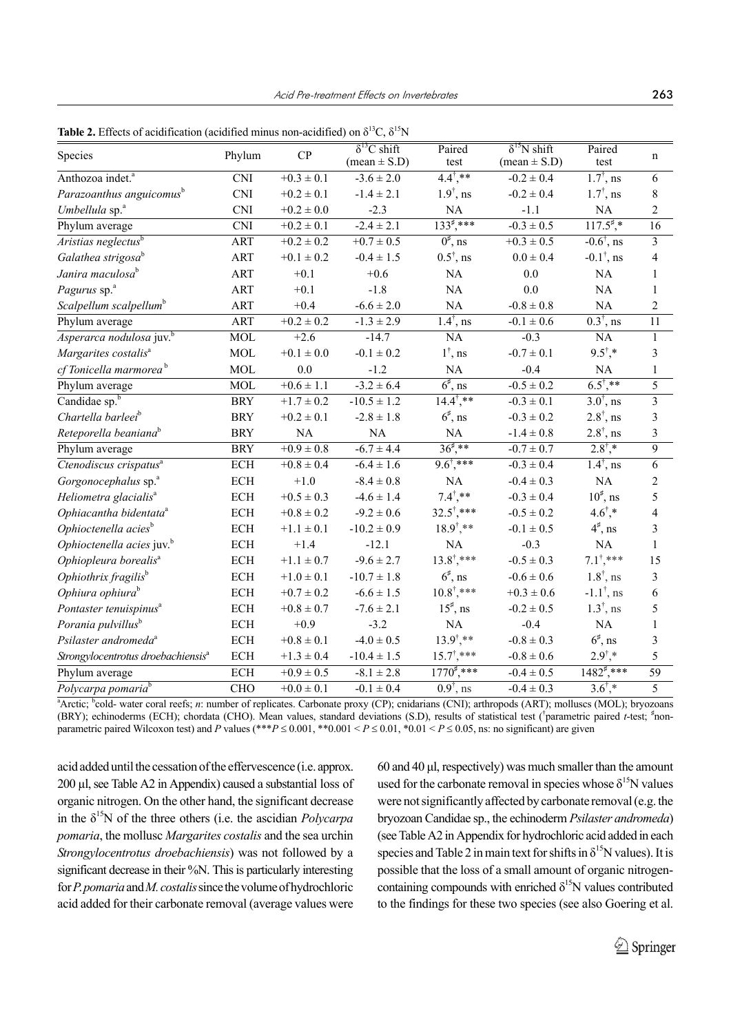**Table 2.** Effects of acidification (acidified minus non-acidified) on $\delta^{13}C$, $\delta^{15}N$

| Species | Phylum | CP | $\delta^{13}C$ shift (mean ± S.D) | Paired test | $\delta^{15}N$ shift (mean ± S.D) | Paired test | n |
|---|---|---|---|---|---|---|---|
| Anthozoa indet.[a] | CNI | +0.3 ± 0.1 | -3.6 ± 2.0 | 4.4[†],** | -0.2 ± 0.4 | 1.7[†], ns | 6 |
| *Parazoanthus anguicomus*[b] | CNI | +0.2 ± 0.1 | -1.4 ± 2.1 | 1.9[†], ns | -0.2 ± 0.4 | 1.7[†], ns | 8 |
| *Umbellula* sp.[a] | CNI | +0.2 ± 0.0 | -2.3 | NA | -1.1 | NA | 2 |
| Phylum average | CNI | +0.2 ± 0.1 | -2.4 ± 2.1 | 133[♯],*** | -0.3 ± 0.5 | 117.5[♯],* | 16 |
| *Aristias neglectus*[b] | ART | +0.2 ± 0.2 | +0.7 ± 0.5 | 0[♯], ns | +0.3 ± 0.5 | -0.6[†], ns | 3 |
| *Galathea strigosa*[b] | ART | +0.1 ± 0.2 | -0.4 ± 1.5 | 0.5[†], ns | 0.0 ± 0.4 | -0.1[†], ns | 4 |
| *Janira maculosa*[b] | ART | +0.1 | +0.6 | NA | 0.0 | NA | 1 |
| *Pagurus* sp.[a] | ART | +0.1 | -1.8 | NA | 0.0 | NA | 1 |
| *Scalpellum scalpellum*[b] | ART | +0.4 | -6.6 ± 2.0 | NA | -0.8 ± 0.8 | NA | 2 |
| Phylum average | ART | +0.2 ± 0.2 | -1.3 ± 2.9 | 1.4[†], ns | -0.1 ± 0.6 | 0.3[†], ns | 11 |
| *Asperarca nodulosa* juv.[b] | MOL | +2.6 | -14.7 | NA | -0.3 | NA | 1 |
| *Margarites costalis*[a] | MOL | +0.1 ± 0.0 | -0.1 ± 0.2 | 1[†], ns | -0.7 ± 0.1 | 9.5[†],* | 3 |
| *cf Tonicella marmorea*[b] | MOL | 0.0 | -1.2 | NA | -0.4 | NA | 1 |
| Phylum average | MOL | +0.6 ± 1.1 | -3.2 ± 6.4 | 6[♯], ns | -0.5 ± 0.2 | 6.5[†],** | 5 |
| Candidae sp.[b] | BRY | +1.7 ± 0.2 | -10.5 ± 1.2 | 14.4[†],** | -0.3 ± 0.1 | 3.0[†], ns | 3 |
| *Chartella barleei*[b] | BRY | +0.2 ± 0.1 | -2.8 ± 1.8 | 6[♯], ns | -0.3 ± 0.2 | 2.8[†], ns | 3 |
| *Reteporella beaniana*[b] | BRY | NA | NA | NA | -1.4 ± 0.8 | 2.8[†], ns | 3 |
| Phylum average | BRY | +0.9 ± 0.8 | -6.7 ± 4.4 | 36[♯],** | -0.7 ± 0.7 | 2.8[†],* | 9 |
| *Ctenodiscus crispatus*[a] | ECH | +0.8 ± 0.4 | -6.4 ± 1.6 | 9.6[†],*** | -0.3 ± 0.4 | 1.4[†], ns | 6 |
| *Gorgonocephalus* sp.[a] | ECH | +1.0 | -8.4 ± 0.8 | NA | -0.4 ± 0.3 | NA | 2 |
| *Heliometra glacialis*[a] | ECH | +0.5 ± 0.3 | -4.6 ± 1.4 | 7.4[†],** | -0.3 ± 0.4 | 10[♯], ns | 5 |
| *Ophiacantha bidentata*[a] | ECH | +0.8 ± 0.2 | -9.2 ± 0.6 | 32.5[†],*** | -0.5 ± 0.2 | 4.6[†],* | 4 |
| *Ophioctenella acies*[b] | ECH | +1.1 ± 0.1 | -10.2 ± 0.9 | 18.9[†],** | -0.1 ± 0.5 | 4[♯], ns | 3 |
| *Ophioctenella acies* juv.[b] | ECH | +1.4 | -12.1 | NA | -0.3 | NA | 1 |
| *Ophiopleura borealis*[a] | ECH | +1.1 ± 0.7 | -9.6 ± 2.7 | 13.8[†],*** | -0.5 ± 0.3 | 7.1[†],*** | 15 |
| *Ophiothrix fragilis*[b] | ECH | +1.0 ± 0.1 | -10.7 ± 1.8 | 6[♯], ns | -0.6 ± 0.6 | 1.8[†], ns | 3 |
| *Ophiura ophiura*[b] | ECH | +0.7 ± 0.2 | -6.6 ± 1.5 | 10.8[†],*** | +0.3 ± 0.6 | -1.1[†], ns | 6 |
| *Pontaster tenuispinus*[a] | ECH | +0.8 ± 0.7 | -7.6 ± 2.1 | 15[♯], ns | -0.2 ± 0.5 | 1.3[†], ns | 5 |
| *Porania pulvillus*[b] | ECH | +0.9 | -3.2 | NA | -0.4 | NA | 1 |
| *Psilaster andromeda*[a] | ECH | +0.8 ± 0.1 | -4.0 ± 0.5 | 13.9[†],** | -0.8 ± 0.3 | 6[♯], ns | 3 |
| *Strongylocentrotus droebachiensis*[a] | ECH | +1.3 ± 0.4 | -10.4 ± 1.5 | 15.7[†],*** | -0.8 ± 0.6 | 2.9[†],* | 5 |
| Phylum average | ECH | +0.9 ± 0.5 | -8.1 ± 2.8 | 1770[♯],*** | -0.4 ± 0.5 | 1482[♯],*** | 59 |
| *Polycarpa pomaria*[b] | CHO | +0.0 ± 0.1 | -0.1 ± 0.4 | 0.9[†], ns | -0.4 ± 0.3 | 3.6[†],* | 5 |

[a]Arctic; [b]cold- water coral reefs; *n*: number of replicates. Carbonate proxy (CP); cnidarians (CNI); arthropods (ART); molluscs (MOL); bryozoans (BRY); echinoderms (ECH); chordata (CHO). Mean values, standard deviations (S.D), results of statistical test ([†]parametric paired *t*-test; [♯]non-parametric paired Wilcoxon test) and *P* values (***$P \leq 0.001$, **$0.001 < P \leq 0.01$, *$0.01 < P \leq 0.05$, ns: no significant) are given

acid added until the cessation of the effervescence (i.e. approx. 200 µl, see Table A2 in Appendix) caused a substantial loss of organic nitrogen. On the other hand, the significant decrease in the $\delta^{15}N$ of the three others (i.e. the ascidian *Polycarpa pomaria*, the mollusc *Margarites costalis* and the sea urchin *Strongylocentrotus droebachiensis*) was not followed by a significant decrease in their %N. This is particularly interesting for *P. pomaria* and *M. costalis* since the volume of hydrochloric acid added for their carbonate removal (average values were 60 and 40 µl, respectively) was much smaller than the amount used for the carbonate removal in species whose $\delta^{15}N$ values were not significantly affected by carbonate removal (e.g. the bryozoan Candidae sp., the echinoderm *Psilaster andromeda*) (see Table A2 in Appendix for hydrochloric acid added in each species and Table 2 in main text for shifts in $\delta^{15}N$ values). It is possible that the loss of a small amount of organic nitrogen-containing compounds with enriched $\delta^{15}N$ values contributed to the findings for these two species (see also Goering et al.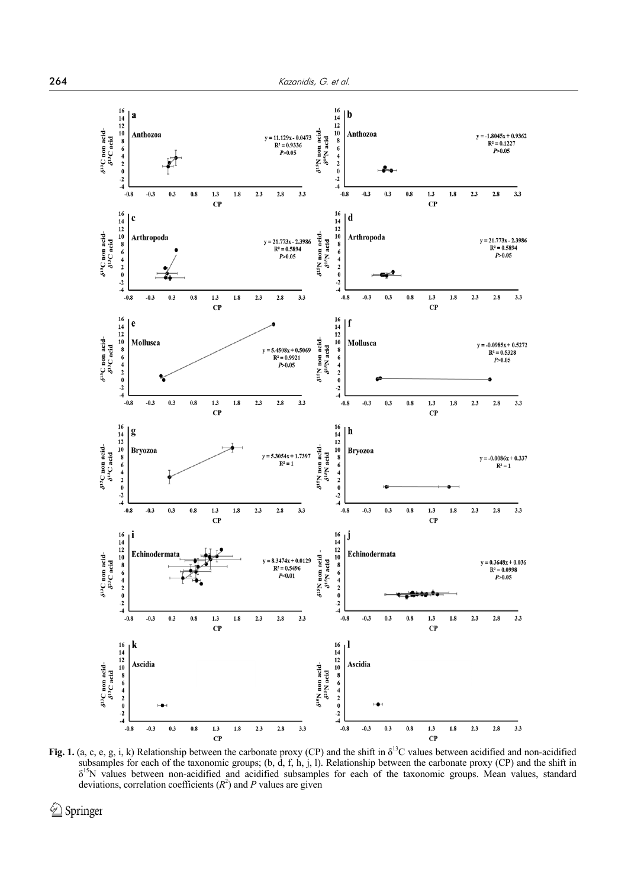**Fig. 1.** (a, c, e, g, i, k) Relationship between the carbonate proxy (CP) and the shift in $\delta^{13}C$ values between acidified and non-acidified subsamples for each of the taxonomic groups; (b, d, f, h, j, l). Relationship between the carbonate proxy (CP) and the shift in $\delta^{15}N$ values between non-acidified and acidified subsamples for each of the taxonomic groups. Mean values, standard deviations, correlation coefficients ($R^2$) and $P$ values are given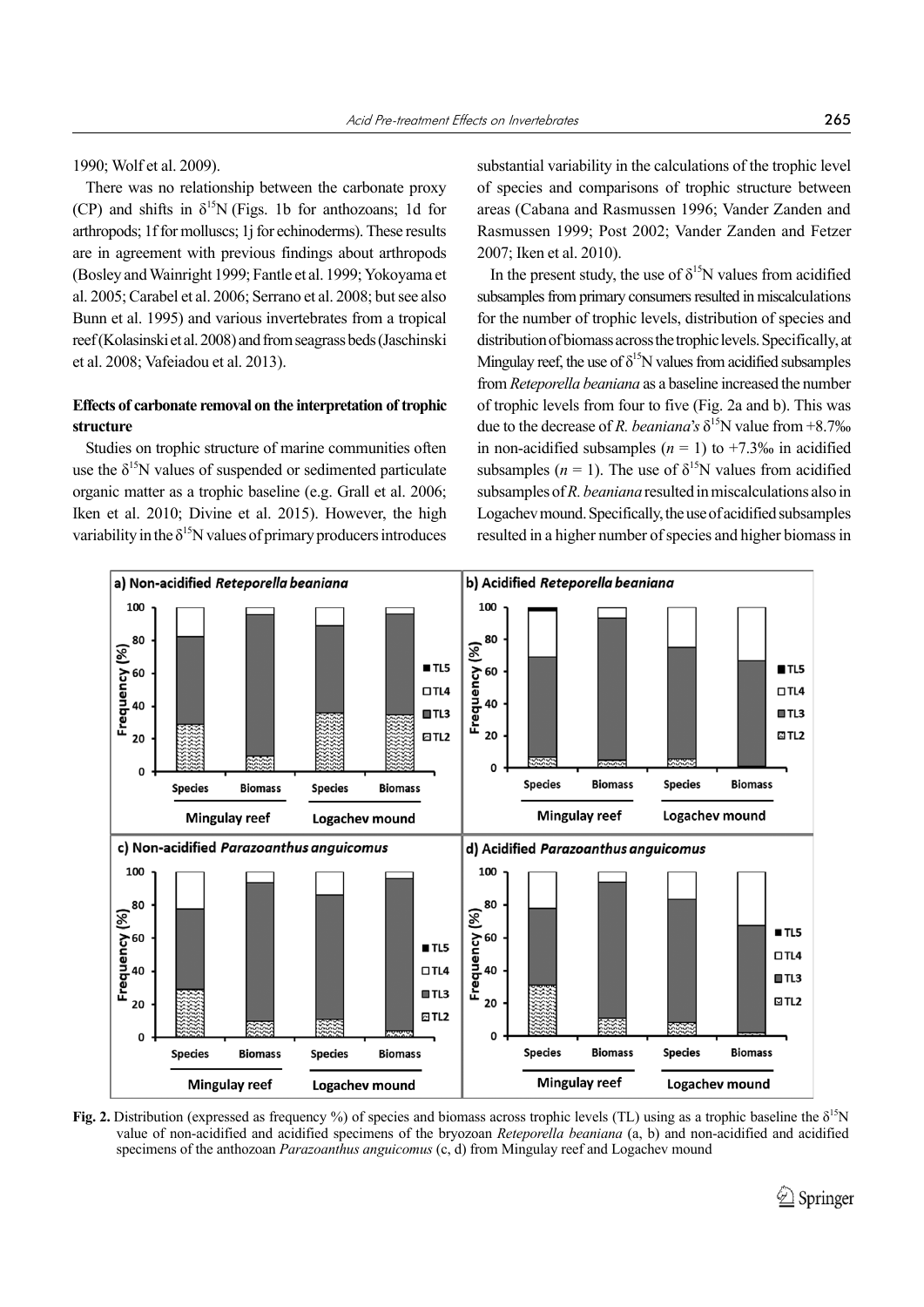1990; Wolf et al. 2009).

There was no relationship between the carbonate proxy (CP) and shifts in $\delta^{15}$N (Figs. 1b for anthozoans; 1d for arthropods; 1f for molluscs; 1j for echinoderms). These results are in agreement with previous findings about arthropods (Bosley and Wainright 1999; Fantle et al. 1999; Yokoyama et al. 2005; Carabel et al. 2006; Serrano et al. 2008; but see also Bunn et al. 1995) and various invertebrates from a tropical reef (Kolasinski et al. 2008) and from seagrass beds (Jaschinski et al. 2008; Vafeiadou et al. 2013).

### Effects of carbonate removal on the interpretation of trophic structure

Studies on trophic structure of marine communities often use the $\delta^{15}$N values of suspended or sedimented particulate organic matter as a trophic baseline (e.g. Grall et al. 2006; Iken et al. 2010; Divine et al. 2015). However, the high variability in the $\delta^{15}$N values of primary producers introduces substantial variability in the calculations of the trophic level of species and comparisons of trophic structure between areas (Cabana and Rasmussen 1996; Vander Zanden and Rasmussen 1999; Post 2002; Vander Zanden and Fetzer 2007; Iken et al. 2010).

In the present study, the use of $\delta^{15}$N values from acidified subsamples from primary consumers resulted in miscalculations for the number of trophic levels, distribution of species and distribution of biomass across the trophic levels. Specifically, at Mingulay reef, the use of $\delta^{15}$N values from acidified subsamples from *Reteporella beaniana* as a baseline increased the number of trophic levels from four to five (Fig. 2a and b). This was due to the decrease of *R. beaniana*'s $\delta^{15}$N value from +8.7‰ in non-acidified subsamples ($n$ = 1) to +7.3‰ in acidified subsamples ($n$ = 1). The use of $\delta^{15}$N values from acidified subsamples of *R. beaniana* resulted in miscalculations also in Logachev mound. Specifically, the use of acidified subsamples resulted in a higher number of species and higher biomass in

**Fig. 2.** Distribution (expressed as frequency %) of species and biomass across trophic levels (TL) using as a trophic baseline the $\delta^{15}$N value of non-acidified and acidified specimens of the bryozoan *Reteporella beaniana* (a, b) and non-acidified and acidified specimens of the anthozoan *Parazoanthus anguicomus* (c, d) from Mingulay reef and Logachev mound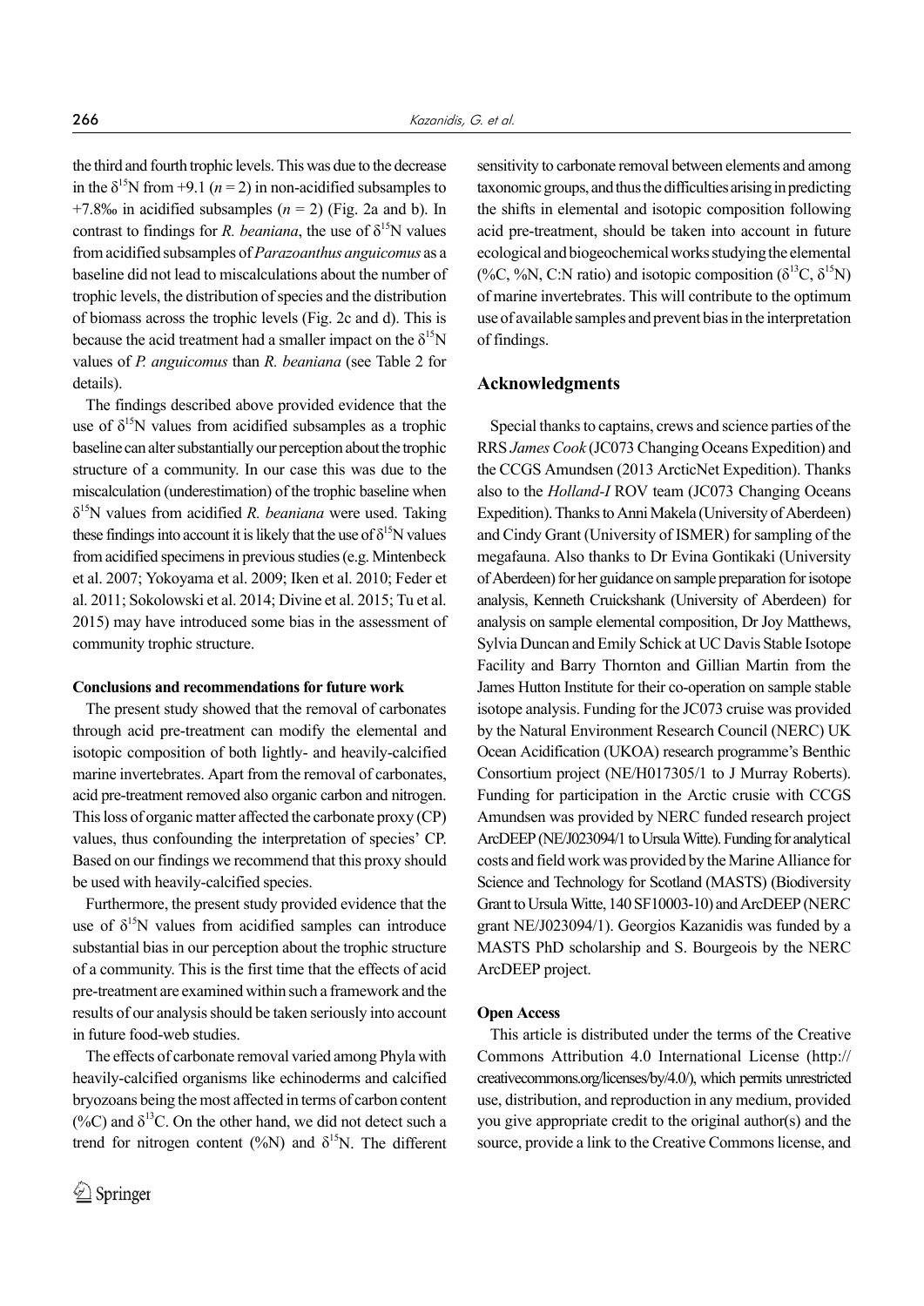the third and fourth trophic levels. This was due to the decrease in the $\delta^{15}N$ from +9.1 ($n = 2$) in non-acidified subsamples to +7.8‰ in acidified subsamples ($n = 2$) (Fig. 2a and b). In contrast to findings for *R. beaniana*, the use of $\delta^{15}N$ values from acidified subsamples of *Parazoanthus anguicomus* as a baseline did not lead to miscalculations about the number of trophic levels, the distribution of species and the distribution of biomass across the trophic levels (Fig. 2c and d). This is because the acid treatment had a smaller impact on the $\delta^{15}N$ values of *P. anguicomus* than *R. beaniana* (see Table 2 for details).

The findings described above provided evidence that the use of $\delta^{15}N$ values from acidified subsamples as a trophic baseline can alter substantially our perception about the trophic structure of a community. In our case this was due to the miscalculation (underestimation) of the trophic baseline when $\delta^{15}N$ values from acidified *R. beaniana* were used. Taking these findings into account it is likely that the use of $\delta^{15}N$ values from acidified specimens in previous studies (e.g. Mintenbeck et al. 2007; Yokoyama et al. 2009; Iken et al. 2010; Feder et al. 2011; Sokolowski et al. 2014; Divine et al. 2015; Tu et al. 2015) may have introduced some bias in the assessment of community trophic structure.

#### Conclusions and recommendations for future work

The present study showed that the removal of carbonates through acid pre-treatment can modify the elemental and isotopic composition of both lightly- and heavily-calcified marine invertebrates. Apart from the removal of carbonates, acid pre-treatment removed also organic carbon and nitrogen. This loss of organic matter affected the carbonate proxy (CP) values, thus confounding the interpretation of species' CP. Based on our findings we recommend that this proxy should be used with heavily-calcified species.

Furthermore, the present study provided evidence that the use of $\delta^{15}N$ values from acidified samples can introduce substantial bias in our perception about the trophic structure of a community. This is the first time that the effects of acid pre-treatment are examined within such a framework and the results of our analysis should be taken seriously into account in future food-web studies.

The effects of carbonate removal varied among Phyla with heavily-calcified organisms like echinoderms and calcified bryozoans being the most affected in terms of carbon content (%C) and $\delta^{13}C$. On the other hand, we did not detect such a trend for nitrogen content (%N) and $\delta^{15}N$. The different sensitivity to carbonate removal between elements and among taxonomic groups, and thus the difficulties arising in predicting the shifts in elemental and isotopic composition following acid pre-treatment, should be taken into account in future ecological and biogeochemical works studying the elemental (%C, %N, C:N ratio) and isotopic composition ($\delta^{13}C$, $\delta^{15}N$) of marine invertebrates. This will contribute to the optimum use of available samples and prevent bias in the interpretation of findings.

## Acknowledgments

Special thanks to captains, crews and science parties of the RRS *James Cook* (JC073 Changing Oceans Expedition) and the CCGS Amundsen (2013 ArcticNet Expedition). Thanks also to the *Holland-I* ROV team (JC073 Changing Oceans Expedition). Thanks to Anni Makela (University of Aberdeen) and Cindy Grant (University of ISMER) for sampling of the megafauna. Also thanks to Dr Evina Gontikaki (University of Aberdeen) for her guidance on sample preparation for isotope analysis, Kenneth Cruickshank (University of Aberdeen) for analysis on sample elemental composition, Dr Joy Matthews, Sylvia Duncan and Emily Schick at UC Davis Stable Isotope Facility and Barry Thornton and Gillian Martin from the James Hutton Institute for their co-operation on sample stable isotope analysis. Funding for the JC073 cruise was provided by the Natural Environment Research Council (NERC) UK Ocean Acidification (UKOA) research programme's Benthic Consortium project (NE/H017305/1 to J Murray Roberts). Funding for participation in the Arctic crusie with CCGS Amundsen was provided by NERC funded research project ArcDEEP (NE/J023094/1 to Ursula Witte). Funding for analytical costs and field work was provided by the Marine Alliance for Science and Technology for Scotland (MASTS) (Biodiversity Grant to Ursula Witte, 140 SF10003-10) and ArcDEEP (NERC grant NE/J023094/1). Georgios Kazanidis was funded by a MASTS PhD scholarship and S. Bourgeois by the NERC ArcDEEP project.

#### Open Access

This article is distributed under the terms of the Creative Commons Attribution 4.0 International License (http://creativecommons.org/licenses/by/4.0/), which permits unrestricted use, distribution, and reproduction in any medium, provided you give appropriate credit to the original author(s) and the source, provide a link to the Creative Commons license, and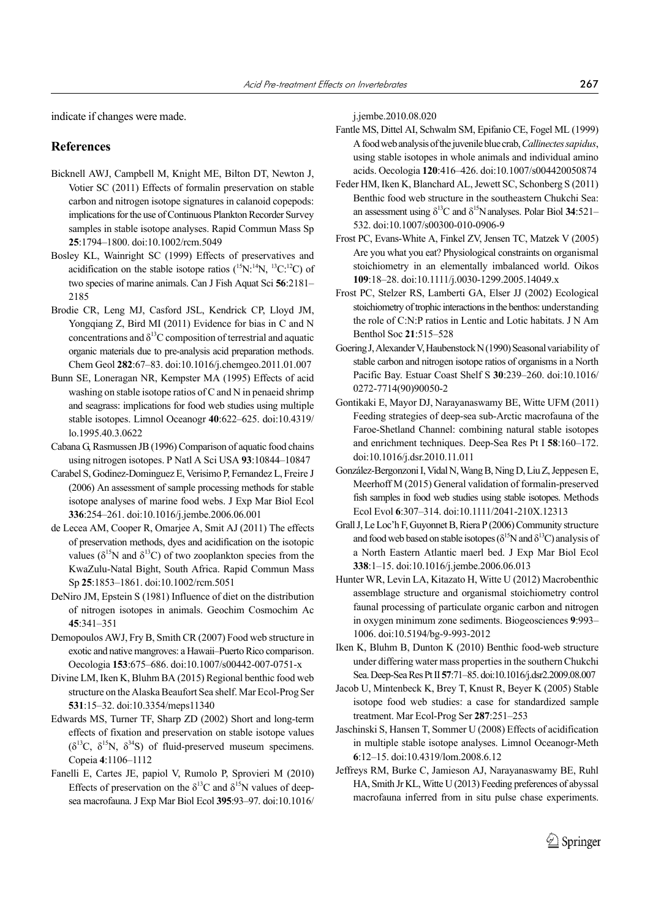indicate if changes were made.

## References

Bicknell AWJ, Campbell M, Knight ME, Bilton DT, Newton J, Votier SC (2011) Effects of formalin preservation on stable carbon and nitrogen isotope signatures in calanoid copepods: implications for the use of Continuous Plankton Recorder Survey samples in stable isotope analyses. Rapid Commun Mass Sp **25**:1794–1800. doi:10.1002/rcm.5049

Bosley KL, Wainright SC (1999) Effects of preservatives and acidification on the stable isotope ratios ($^{15}N$:$^{14}N$, $^{13}C$:$^{12}C$) of two species of marine animals. Can J Fish Aquat Sci **56**:2181–2185

Brodie CR, Leng MJ, Casford JSL, Kendrick CP, Lloyd JM, Yongqiang Z, Bird MI (2011) Evidence for bias in C and N concentrations and $\delta^{13}C$ composition of terrestrial and aquatic organic materials due to pre-analysis acid preparation methods. Chem Geol **282**:67–83. doi:10.1016/j.chemgeo.2011.01.007

Bunn SE, Loneragan NR, Kempster MA (1995) Effects of acid washing on stable isotope ratios of C and N in penaeid shrimp and seagrass: implications for food web studies using multiple stable isotopes. Limnol Oceanogr **40**:622–625. doi:10.4319/lo.1995.40.3.0622

Cabana G, Rasmussen JB (1996) Comparison of aquatic food chains using nitrogen isotopes. P Natl A Sci USA **93**:10844–10847

Carabel S, Godinez-Dominguez E, Verisimo P, Fernandez L, Freire J (2006) An assessment of sample processing methods for stable isotope analyses of marine food webs. J Exp Mar Biol Ecol **336**:254–261. doi:10.1016/j.jembe.2006.06.001

de Lecea AM, Cooper R, Omarjee A, Smit AJ (2011) The effects of preservation methods, dyes and acidification on the isotopic values ($\delta^{15}N$ and $\delta^{13}C$) of two zooplankton species from the KwaZulu-Natal Bight, South Africa. Rapid Commun Mass Sp **25**:1853–1861. doi:10.1002/rcm.5051

DeNiro JM, Epstein S (1981) Influence of diet on the distribution of nitrogen isotopes in animals. Geochim Cosmochim Ac **45**:341–351

Demopoulos AWJ, Fry B, Smith CR (2007) Food web structure in exotic and native mangroves: a Hawaii–Puerto Rico comparison. Oecologia **153**:675–686. doi:10.1007/s00442-007-0751-x

Divine LM, Iken K, Bluhm BA (2015) Regional benthic food web structure on the Alaska Beaufort Sea shelf. Mar Ecol-Prog Ser **531**:15–32. doi:10.3354/meps11340

Edwards MS, Turner TF, Sharp ZD (2002) Short and long-term effects of fixation and preservation on stable isotope values ($\delta^{13}C$, $\delta^{15}N$, $\delta^{34}S$) of fluid-preserved museum specimens. Copeia **4**:1106–1112

Fanelli E, Cartes JE, papiol V, Rumolo P, Sprovieri M (2010) Effects of preservation on the $\delta^{13}C$ and $\delta^{15}N$ values of deep-sea macrofauna. J Exp Mar Biol Ecol **395**:93–97. doi:10.1016/j.jembe.2010.08.020

Fantle MS, Dittel AI, Schwalm SM, Epifanio CE, Fogel ML (1999) A food web analysis of the juvenile blue crab, *Callinectes sapidus*, using stable isotopes in whole animals and individual amino acids. Oecologia **120**:416–426. doi:10.1007/s004420050874

Feder HM, Iken K, Blanchard AL, Jewett SC, Schonberg S (2011) Benthic food web structure in the southeastern Chukchi Sea: an assessment using $\delta^{13}C$ and $\delta^{15}N$ analyses. Polar Biol **34**:521–532. doi:10.1007/s00300-010-0906-9

Frost PC, Evans-White A, Finkel ZV, Jensen TC, Matzek V (2005) Are you what you eat? Physiological constraints on organismal stoichiometry in an elementally imbalanced world. Oikos **109**:18–28. doi:10.1111/j.0030-1299.2005.14049.x

Frost PC, Stelzer RS, Lamberti GA, Elser JJ (2002) Ecological stoichiometry of trophic interactions in the benthos: understanding the role of C:N:P ratios in Lentic and Lotic habitats. J N Am Benthol Soc **21**:515–528

Goering J, Alexander V, Haubenstock N (1990) Seasonal variability of stable carbon and nitrogen isotope ratios of organisms in a North Pacific Bay. Estuar Coast Shelf S **30**:239–260. doi:10.1016/0272-7714(90)90050-2

Gontikaki E, Mayor DJ, Narayanaswamy BE, Witte UFM (2011) Feeding strategies of deep-sea sub-Arctic macrofauna of the Faroe-Shetland Channel: combining natural stable isotopes and enrichment techniques. Deep-Sea Res Pt I **58**:160–172. doi:10.1016/j.dsr.2010.11.011

González-Bergonzoni I, Vidal N, Wang B, Ning D, Liu Z, Jeppesen E, Meerhoff M (2015) General validation of formalin-preserved fish samples in food web studies using stable isotopes. Methods Ecol Evol **6**:307–314. doi:10.1111/2041-210X.12313

Grall J, Le Loc'h F, Guyonnet B, Riera P (2006) Community structure and food web based on stable isotopes ($\delta^{15}N$ and $\delta^{13}C$) analysis of a North Eastern Atlantic maerl bed. J Exp Mar Biol Ecol **338**:1–15. doi:10.1016/j.jembe.2006.06.013

Hunter WR, Levin LA, Kitazato H, Witte U (2012) Macrobenthic assemblage structure and organismal stoichiometry control faunal processing of particulate organic carbon and nitrogen in oxygen minimum zone sediments. Biogeosciences **9**:993–1006. doi:10.5194/bg-9-993-2012

Iken K, Bluhm B, Dunton K (2010) Benthic food-web structure under differing water mass properties in the southern Chukchi Sea. Deep-Sea Res Pt II **57**:71–85. doi:10.1016/j.dsr2.2009.08.007

Jacob U, Mintenbeck K, Brey T, Knust R, Beyer K (2005) Stable isotope food web studies: a case for standardized sample treatment. Mar Ecol-Prog Ser **287**:251–253

Jaschinski S, Hansen T, Sommer U (2008) Effects of acidification in multiple stable isotope analyses. Limnol Oceanogr-Meth **6**:12–15. doi:10.4319/lom.2008.6.12

Jeffreys RM, Burke C, Jamieson AJ, Narayanaswamy BE, Ruhl HA, Smith Jr KL, Witte U (2013) Feeding preferences of abyssal macrofauna inferred from in situ pulse chase experiments.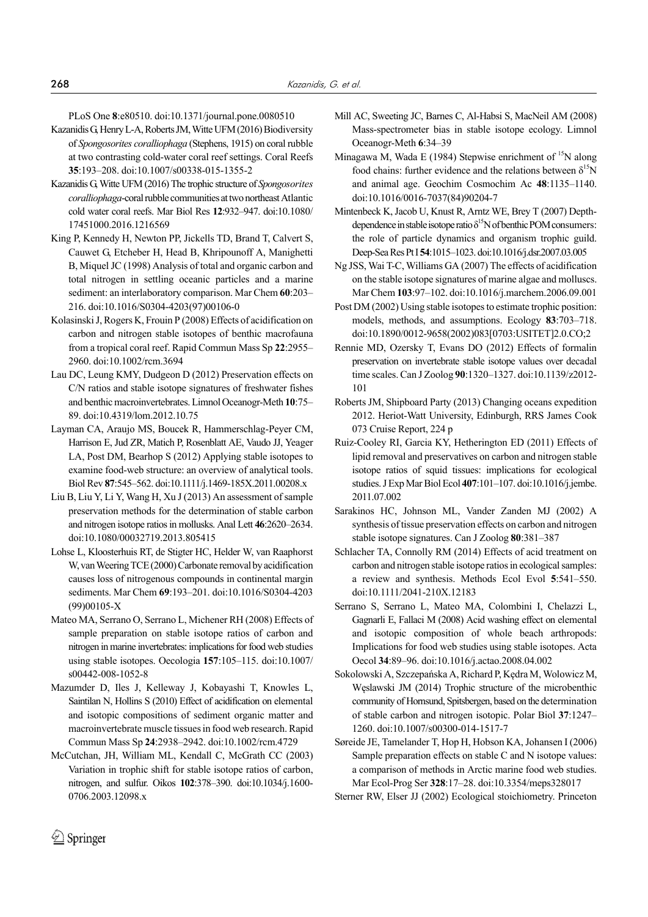PLoS One **8**:e80510. doi:10.1371/journal.pone.0080510

Kazanidis G, Henry L-A, Roberts JM, Witte UFM (2016) Biodiversity of *Spongosorites coralliophaga* (Stephens, 1915) on coral rubble at two contrasting cold-water coral reef settings. Coral Reefs **35**:193–208. doi:10.1007/s00338-015-1355-2

Kazanidis G, Witte UFM (2016) The trophic structure of *Spongosorites coralliophaga*-coral rubble communities at two northeast Atlantic cold water coral reefs. Mar Biol Res **12**:932–947. doi:10.1080/17451000.2016.1216569

King P, Kennedy H, Newton PP, Jickells TD, Brand T, Calvert S, Cauwet G, Etcheber H, Head B, Khripounoff A, Manighetti B, Miquel JC (1998) Analysis of total and organic carbon and total nitrogen in settling oceanic particles and a marine sediment: an interlaboratory comparison. Mar Chem **60**:203–216. doi:10.1016/S0304-4203(97)00106-0

Kolasinski J, Rogers K, Frouin P (2008) Effects of acidification on carbon and nitrogen stable isotopes of benthic macrofauna from a tropical coral reef. Rapid Commun Mass Sp **22**:2955–2960. doi:10.1002/rcm.3694

Lau DC, Leung KMY, Dudgeon D (2012) Preservation effects on C/N ratios and stable isotope signatures of freshwater fishes and benthic macroinvertebrates. Limnol Oceanogr-Meth **10**:75–89. doi:10.4319/lom.2012.10.75

Layman CA, Araujo MS, Boucek R, Hammerschlag-Peyer CM, Harrison E, Jud ZR, Matich P, Rosenblatt AE, Vaudo JJ, Yeager LA, Post DM, Bearhop S (2012) Applying stable isotopes to examine food-web structure: an overview of analytical tools. Biol Rev **87**:545–562. doi:10.1111/j.1469-185X.2011.00208.x

Liu B, Liu Y, Li Y, Wang H, Xu J (2013) An assessment of sample preservation methods for the determination of stable carbon and nitrogen isotope ratios in mollusks. Anal Lett **46**:2620–2634. doi:10.1080/00032719.2013.805415

Lohse L, Kloosterhuis RT, de Stigter HC, Helder W, van Raaphorst W, van Weering TCE (2000) Carbonate removal by acidification causes loss of nitrogenous compounds in continental margin sediments. Mar Chem **69**:193–201. doi:10.1016/S0304-4203(99)00105-X

Mateo MA, Serrano O, Serrano L, Michener RH (2008) Effects of sample preparation on stable isotope ratios of carbon and nitrogen in marine invertebrates: implications for food web studies using stable isotopes. Oecologia **157**:105–115. doi:10.1007/s00442-008-1052-8

Mazumder D, Iles J, Kelleway J, Kobayashi T, Knowles L, Saintilan N, Hollins S (2010) Effect of acidification on elemental and isotopic compositions of sediment organic matter and macroinvertebrate muscle tissues in food web research. Rapid Commun Mass Sp **24**:2938–2942. doi:10.1002/rcm.4729

McCutchan, JH, William ML, Kendall C, McGrath CC (2003) Variation in trophic shift for stable isotope ratios of carbon, nitrogen, and sulfur. Oikos **102**:378–390. doi:10.1034/j.1600-0706.2003.12098.x

Mill AC, Sweeting JC, Barnes C, Al-Habsi S, MacNeil AM (2008) Mass-spectrometer bias in stable isotope ecology. Limnol Oceanogr-Meth **6**:34–39

Minagawa M, Wada E (1984) Stepwise enrichment of $^{15}N$ along food chains: further evidence and the relations between $\delta^{15}N$ and animal age. Geochim Cosmochim Ac **48**:1135–1140. doi:10.1016/0016-7037(84)90204-7

Mintenbeck K, Jacob U, Knust R, Arntz WE, Brey T (2007) Depth-dependence in stable isotope ratio $\delta^{15}N$ of benthic POM consumers: the role of particle dynamics and organism trophic guild. Deep-Sea Res Pt I **54**:1015–1023. doi:10.1016/j.dsr.2007.03.005

Ng JSS, Wai T-C, Williams GA (2007) The effects of acidification on the stable isotope signatures of marine algae and molluscs. Mar Chem **103**:97–102. doi:10.1016/j.marchem.2006.09.001

Post DM (2002) Using stable isotopes to estimate trophic position: models, methods, and assumptions. Ecology **83**:703–718. doi:10.1890/0012-9658(2002)083[0703:USITET]2.0.CO;2

Rennie MD, Ozersky T, Evans DO (2012) Effects of formalin preservation on invertebrate stable isotope values over decadal time scales. Can J Zoolog **90**:1320–1327. doi:10.1139/z2012-101

Roberts JM, Shipboard Party (2013) Changing oceans expedition 2012. Heriot-Watt University, Edinburgh, RRS James Cook 073 Cruise Report, 224 p

Ruiz-Cooley RI, Garcia KY, Hetherington ED (2011) Effects of lipid removal and preservatives on carbon and nitrogen stable isotope ratios of squid tissues: implications for ecological studies. J Exp Mar Biol Ecol **407**:101–107. doi:10.1016/j.jembe.2011.07.002

Sarakinos HC, Johnson ML, Vander Zanden MJ (2002) A synthesis of tissue preservation effects on carbon and nitrogen stable isotope signatures. Can J Zoolog **80**:381–387

Schlacher TA, Connolly RM (2014) Effects of acid treatment on carbon and nitrogen stable isotope ratios in ecological samples: a review and synthesis. Methods Ecol Evol **5**:541–550. doi:10.1111/2041-210X.12183

Serrano S, Serrano L, Mateo MA, Colombini I, Chelazzi L, Gagnarli E, Fallaci M (2008) Acid washing effect on elemental and isotopic composition of whole beach arthropods: Implications for food web studies using stable isotopes. Acta Oecol **34**:89–96. doi:10.1016/j.actao.2008.04.002

Sokolowski A, Szczepańska A, Richard P, Kędra M, Wolowicz M, Węsławski JM (2014) Trophic structure of the microbenthic community of Hornsund, Spitsbergen, based on the determination of stable carbon and nitrogen isotopic. Polar Biol **37**:1247–1260. doi:10.1007/s00300-014-1517-7

Søreide JE, Tamelander T, Hop H, Hobson KA, Johansen I (2006) Sample preparation effects on stable C and N isotope values: a comparison of methods in Arctic marine food web studies. Mar Ecol-Prog Ser **328**:17–28. doi:10.3354/meps328017

Sterner RW, Elser JJ (2002) Ecological stoichiometry. Princeton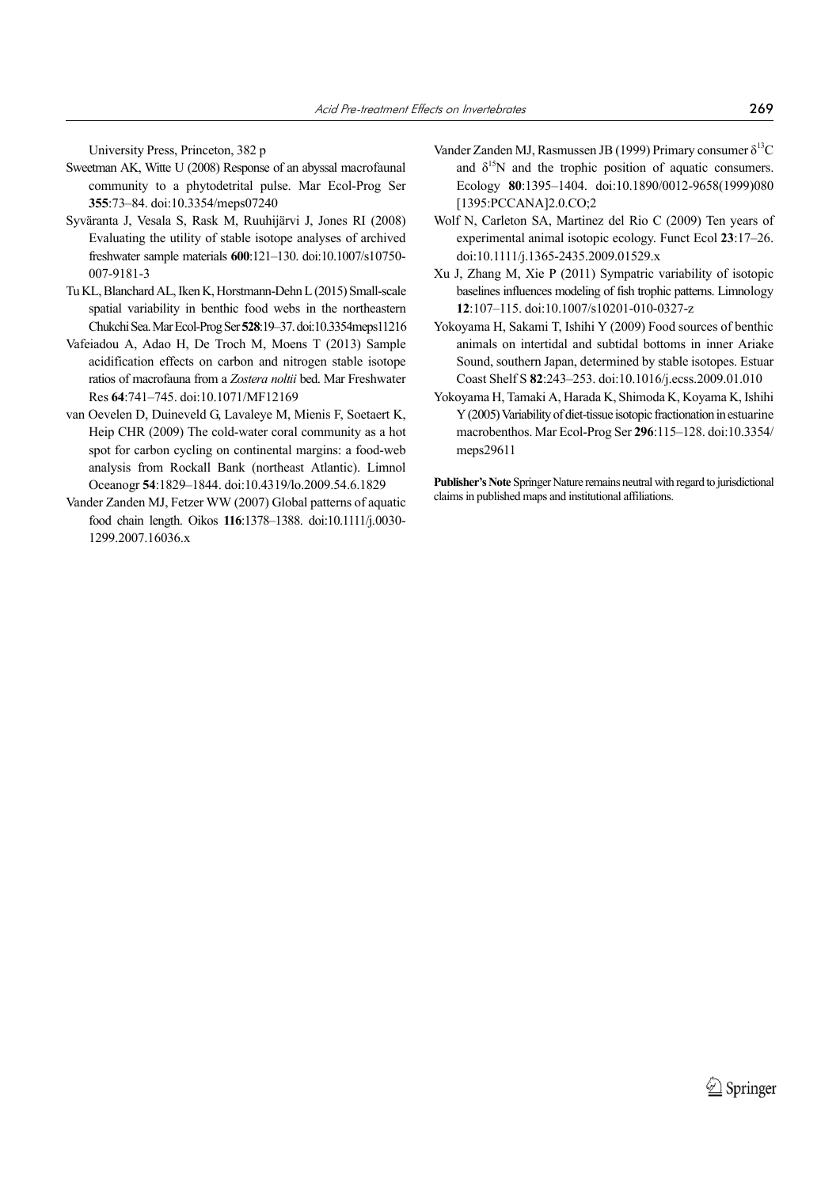University Press, Princeton, 382 p

Sweetman AK, Witte U (2008) Response of an abyssal macrofaunal community to a phytodetrital pulse. Mar Ecol-Prog Ser **355**:73–84. doi:10.3354/meps07240

Syväranta J, Vesala S, Rask M, Ruuhijärvi J, Jones RI (2008) Evaluating the utility of stable isotope analyses of archived freshwater sample materials **600**:121–130. doi:10.1007/s10750-007-9181-3

Tu KL, Blanchard AL, Iken K, Horstmann-Dehn L (2015) Small-scale spatial variability in benthic food webs in the northeastern Chukchi Sea. Mar Ecol-Prog Ser **528**:19–37. doi:10.3354meps11216

Vafeiadou A, Adao H, De Troch M, Moens T (2013) Sample acidification effects on carbon and nitrogen stable isotope ratios of macrofauna from a *Zostera noltii* bed. Mar Freshwater Res **64**:741–745. doi:10.1071/MF12169

van Oevelen D, Duineveld G, Lavaleye M, Mienis F, Soetaert K, Heip CHR (2009) The cold-water coral community as a hot spot for carbon cycling on continental margins: a food-web analysis from Rockall Bank (northeast Atlantic). Limnol Oceanogr **54**:1829–1844. doi:10.4319/lo.2009.54.6.1829

Vander Zanden MJ, Fetzer WW (2007) Global patterns of aquatic food chain length. Oikos **116**:1378–1388. doi:10.1111/j.0030-1299.2007.16036.x

Vander Zanden MJ, Rasmussen JB (1999) Primary consumer $\delta^{13}C$ and $\delta^{15}N$ and the trophic position of aquatic consumers. Ecology **80**:1395–1404. doi:10.1890/0012-9658(1999)080[1395:PCCANA]2.0.CO;2

Wolf N, Carleton SA, Martinez del Rio C (2009) Ten years of experimental animal isotopic ecology. Funct Ecol **23**:17–26. doi:10.1111/j.1365-2435.2009.01529.x

Xu J, Zhang M, Xie P (2011) Sympatric variability of isotopic baselines influences modeling of fish trophic patterns. Limnology **12**:107–115. doi:10.1007/s10201-010-0327-z

Yokoyama H, Sakami T, Ishihi Y (2009) Food sources of benthic animals on intertidal and subtidal bottoms in inner Ariake Sound, southern Japan, determined by stable isotopes. Estuar Coast Shelf S **82**:243–253. doi:10.1016/j.ecss.2009.01.010

Yokoyama H, Tamaki A, Harada K, Shimoda K, Koyama K, Ishihi Y (2005) Variability of diet-tissue isotopic fractionation in estuarine macrobenthos. Mar Ecol-Prog Ser **296**:115–128. doi:10.3354/meps29611

**Publisher's Note** Springer Nature remains neutral with regard to jurisdictional claims in published maps and institutional affiliations.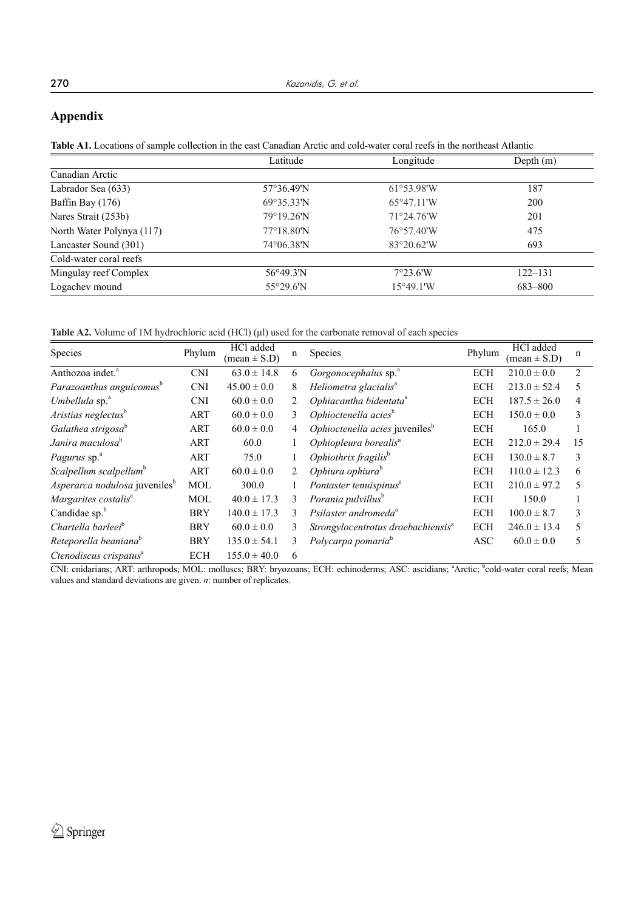## Appendix

**Table A1.** Locations of sample collection in the east Canadian Arctic and cold-water coral reefs in the northeast Atlantic

| | Latitude | Longitude | Depth (m) |
|---|---|---|---|
| Canadian Arctic | | | |
| Labrador Sea (633) | 57°36.49'N | 61°53.98'W | 187 |
| Baffin Bay (176) | 69°35.33'N | 65°47.11'W | 200 |
| Nares Strait (253b) | 79°19.26'N | 71°24.76'W | 201 |
| North Water Polynya (117) | 77°18.80'N | 76°57.40'W | 475 |
| Lancaster Sound (301) | 74°06.38'N | 83°20.62'W | 693 |
| Cold-water coral reefs | | | |
| Mingulay reef Complex | 56°49.3'N | 7°23.6'W | 122–131 |
| Logachev mound | 55°29.6'N | 15°49.1'W | 683–800 |

**Table A2.** Volume of 1M hydrochloric acid (HCl) (μl) used for the carbonate removal of each species

| Species | Phylum | HCl added (mean ± S.D) | n | Species | Phylum | HCl added (mean ± S.D) | n |
|---|---|---|---|---|---|---|---|
| Anthozoa indet.[a] | CNI | 63.0 ± 14.8 | 6 | *Gorgonocephalus* sp.[a] | ECH | 210.0 ± 0.0 | 2 |
| *Parazoanthus anguicomus*[b] | CNI | 45.00 ± 0.0 | 8 | *Heliometra glacialis*[a] | ECH | 213.0 ± 52.4 | 5 |
| *Umbellula* sp.[a] | CNI | 60.0 ± 0.0 | 2 | *Ophiacantha bidentata*[a] | ECH | 187.5 ± 26.0 | 4 |
| *Aristias neglectus*[b] | ART | 60.0 ± 0.0 | 3 | *Ophioctenella acies*[b] | ECH | 150.0 ± 0.0 | 3 |
| *Galathea strigosa*[b] | ART | 60.0 ± 0.0 | 4 | *Ophioctenella acies* juveniles[b] | ECH | 165.0 | 1 |
| *Janira maculosa*[b] | ART | 60.0 | 1 | *Ophiopleura borealis*[a] | ECH | 212.0 ± 29.4 | 15 |
| *Pagurus* sp.[a] | ART | 75.0 | 1 | *Ophiothrix fragilis*[b] | ECH | 130.0 ± 8.7 | 3 |
| *Scalpellum scalpellum*[b] | ART | 60.0 ± 0.0 | 2 | *Ophiura ophiura*[b] | ECH | 110.0 ± 12.3 | 6 |
| *Asperarca nodulosa* juveniles[b] | MOL | 300.0 | 1 | *Pontaster tenuispinus*[a] | ECH | 210.0 ± 97.2 | 5 |
| *Margarites costalis*[a] | MOL | 40.0 ± 17.3 | 3 | *Porania pulvillus*[b] | ECH | 150.0 | 1 |
| Candidae sp.[b] | BRY | 140.0 ± 17.3 | 3 | *Psilaster andromeda*[a] | ECH | 100.0 ± 8.7 | 3 |
| *Chartella barleei*[b] | BRY | 60.0 ± 0.0 | 3 | *Strongylocentrotus droebachiensis*[a] | ECH | 246.0 ± 13.4 | 5 |
| *Reteporella beaniana*[b] | BRY | 135.0 ± 54.1 | 3 | *Polycarpa pomaria*[b] | ASC | 60.0 ± 0.0 | 5 |
| *Ctenodiscus crispatus*[a] | ECH | 155.0 ± 40.0 | 6 | | | | |

CNI: cnidarians; ART: arthropods; MOL: molluscs; BRY: bryozoans; ECH: echinoderms; ASC: ascidians; [a]Arctic; [b]cold-water coral reefs; Mean values and standard deviations are given. *n*: number of replicates.